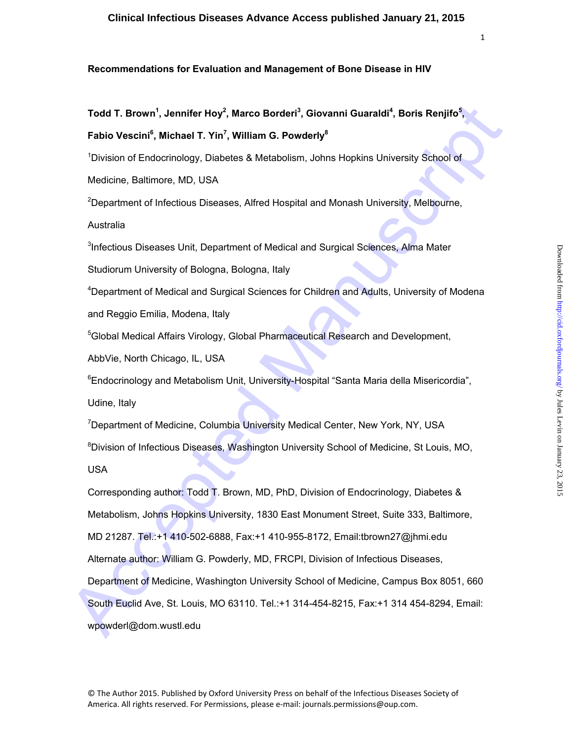Clinical Infectious Diseases Advance Access published January 21, 2015

**Recommendations for Evaluation and Management of Bone Disease in HIV**

**Todd T. Brown[1], Jennifer Hoy[2], Marco Borderi[3], Giovanni Guaraldi[4], Boris Renjifo[5], Fabio Vescini[6], Michael T. Yin[7], William G. Powderly[8]**

[1]Division of Endocrinology, Diabetes & Metabolism, Johns Hopkins University School of Medicine, Baltimore, MD, USA

[2]Department of Infectious Diseases, Alfred Hospital and Monash University, Melbourne, Australia

[3]Infectious Diseases Unit, Department of Medical and Surgical Sciences, Alma Mater Studiorum University of Bologna, Bologna, Italy

[4]Department of Medical and Surgical Sciences for Children and Adults, University of Modena and Reggio Emilia, Modena, Italy

[5]Global Medical Affairs Virology, Global Pharmaceutical Research and Development, AbbVie, North Chicago, IL, USA

[6]Endocrinology and Metabolism Unit, University-Hospital "Santa Maria della Misericordia", Udine, Italy

[7]Department of Medicine, Columbia University Medical Center, New York, NY, USA

[8]Division of Infectious Diseases, Washington University School of Medicine, St Louis, MO, USA

Corresponding author: Todd T. Brown, MD, PhD, Division of Endocrinology, Diabetes & Metabolism, Johns Hopkins University, 1830 East Monument Street, Suite 333, Baltimore, MD 21287. Tel.:+1 410-502-6888, Fax:+1 410-955-8172, Email:tbrown27@jhmi.edu

Alternate author: William G. Powderly, MD, FRCPI, Division of Infectious Diseases, Department of Medicine, Washington University School of Medicine, Campus Box 8051, 660 South Euclid Ave, St. Louis, MO 63110. Tel.:+1 314-454-8215, Fax:+1 314 454-8294, Email: wpowderl@dom.wustl.edu

© The Author 2015. Published by Oxford University Press on behalf of the Infectious Diseases Society of America. All rights reserved. For Permissions, please e-mail: journals.permissions@oup.com.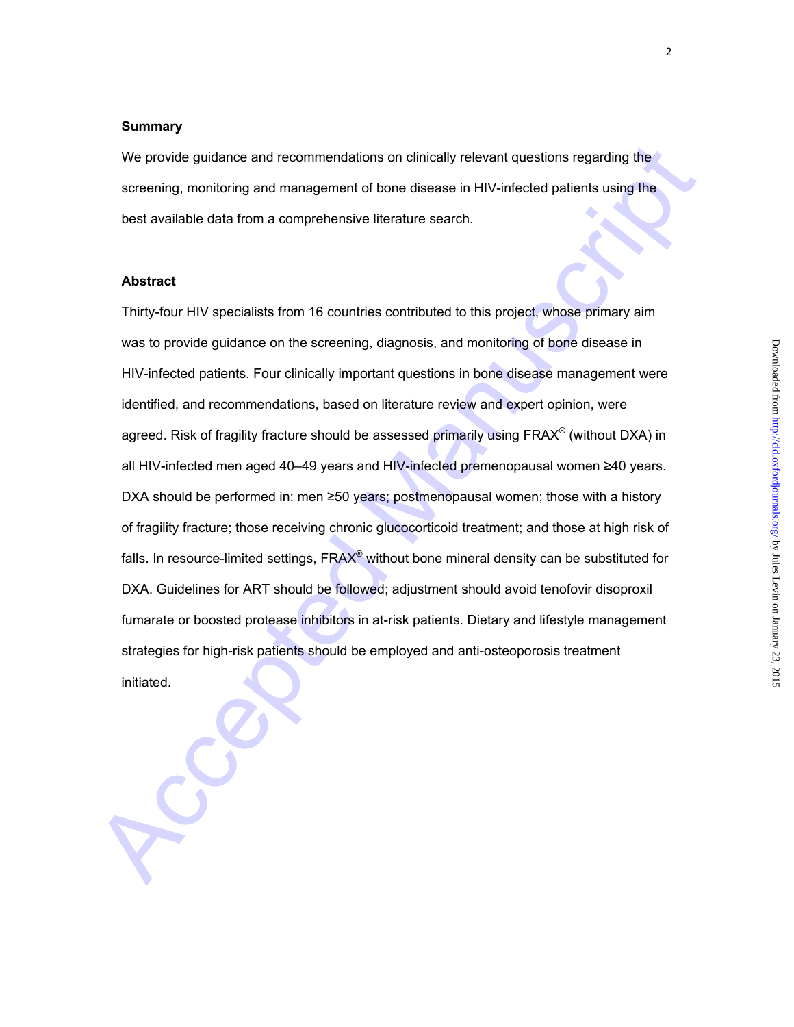## Summary

We provide guidance and recommendations on clinically relevant questions regarding the screening, monitoring and management of bone disease in HIV-infected patients using the best available data from a comprehensive literature search.

## Abstract

Thirty-four HIV specialists from 16 countries contributed to this project, whose primary aim was to provide guidance on the screening, diagnosis, and monitoring of bone disease in HIV-infected patients. Four clinically important questions in bone disease management were identified, and recommendations, based on literature review and expert opinion, were agreed. Risk of fragility fracture should be assessed primarily using FRAX® (without DXA) in all HIV-infected men aged 40–49 years and HIV-infected premenopausal women ≥40 years. DXA should be performed in: men ≥50 years; postmenopausal women; those with a history of fragility fracture; those receiving chronic glucocorticoid treatment; and those at high risk of falls. In resource-limited settings, FRAX® without bone mineral density can be substituted for DXA. Guidelines for ART should be followed; adjustment should avoid tenofovir disoproxil fumarate or boosted protease inhibitors in at-risk patients. Dietary and lifestyle management strategies for high-risk patients should be employed and anti-osteoporosis treatment initiated.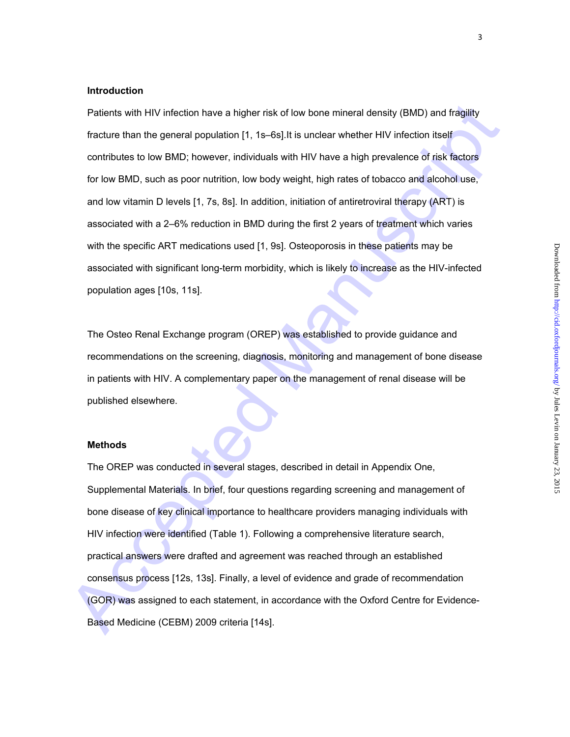## Introduction

Patients with HIV infection have a higher risk of low bone mineral density (BMD) and fragility fracture than the general population [1, 1s–6s].It is unclear whether HIV infection itself contributes to low BMD; however, individuals with HIV have a high prevalence of risk factors for low BMD, such as poor nutrition, low body weight, high rates of tobacco and alcohol use, and low vitamin D levels [1, 7s, 8s]. In addition, initiation of antiretroviral therapy (ART) is associated with a 2–6% reduction in BMD during the first 2 years of treatment which varies with the specific ART medications used [1, 9s]. Osteoporosis in these patients may be associated with significant long-term morbidity, which is likely to increase as the HIV-infected population ages [10s, 11s].

The Osteo Renal Exchange program (OREP) was established to provide guidance and recommendations on the screening, diagnosis, monitoring and management of bone disease in patients with HIV. A complementary paper on the management of renal disease will be published elsewhere.

## Methods

The OREP was conducted in several stages, described in detail in Appendix One, Supplemental Materials. In brief, four questions regarding screening and management of bone disease of key clinical importance to healthcare providers managing individuals with HIV infection were identified (Table 1). Following a comprehensive literature search, practical answers were drafted and agreement was reached through an established consensus process [12s, 13s]. Finally, a level of evidence and grade of recommendation (GOR) was assigned to each statement, in accordance with the Oxford Centre for Evidence-Based Medicine (CEBM) 2009 criteria [14s].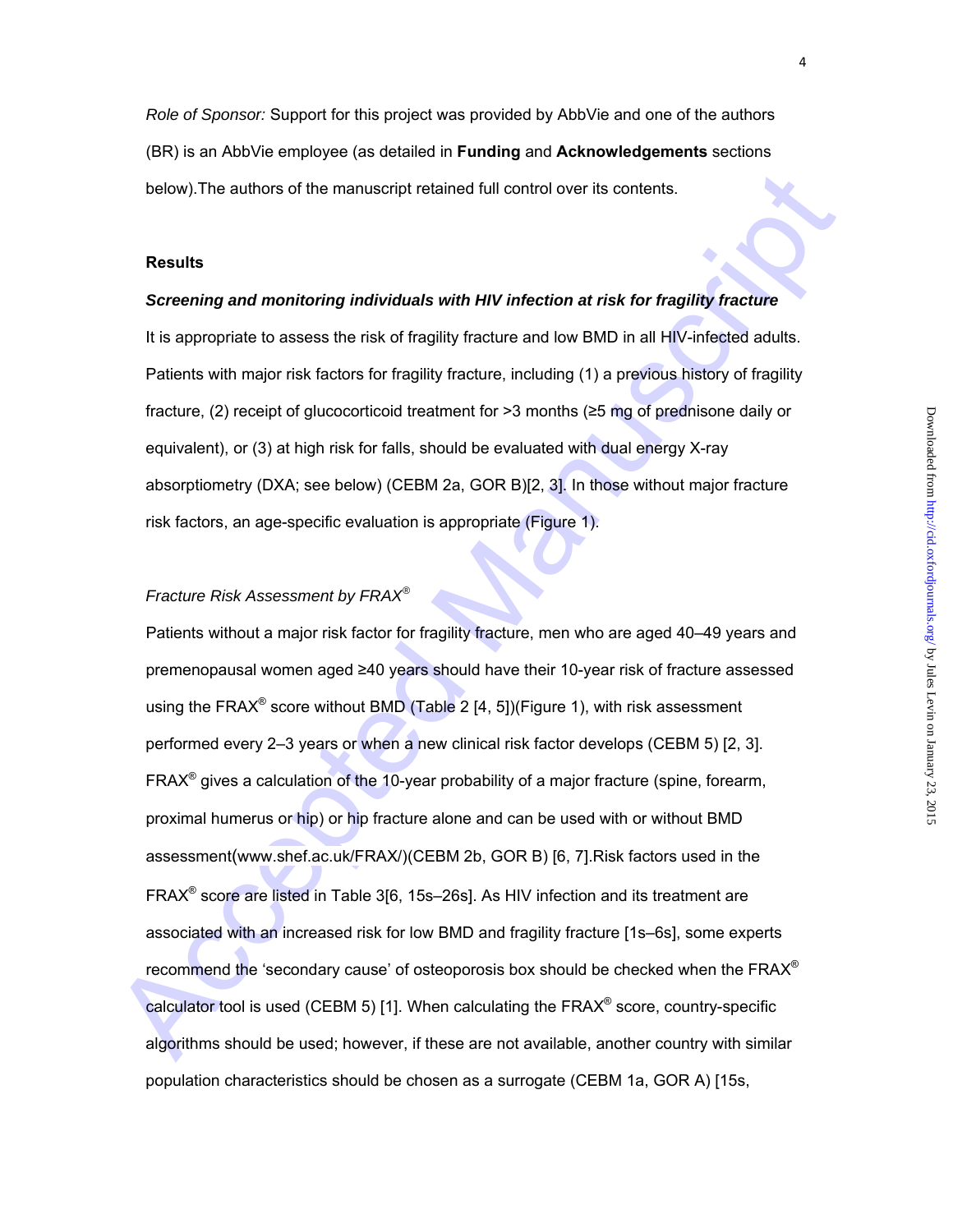*Role of Sponsor:* Support for this project was provided by AbbVie and one of the authors (BR) is an AbbVie employee (as detailed in **Funding** and **Acknowledgements** sections below).The authors of the manuscript retained full control over its contents.

## Results

### *Screening and monitoring individuals with HIV infection at risk for fragility fracture*

It is appropriate to assess the risk of fragility fracture and low BMD in all HIV-infected adults. Patients with major risk factors for fragility fracture, including (1) a previous history of fragility fracture, (2) receipt of glucocorticoid treatment for >3 months (≥5 mg of prednisone daily or equivalent), or (3) at high risk for falls, should be evaluated with dual energy X-ray absorptiometry (DXA; see below) (CEBM 2a, GOR B)[2, 3]. In those without major fracture risk factors, an age-specific evaluation is appropriate (Figure 1).

#### *Fracture Risk Assessment by FRAX®*

Patients without a major risk factor for fragility fracture, men who are aged 40–49 years and premenopausal women aged ≥40 years should have their 10-year risk of fracture assessed using the FRAX® score without BMD (Table 2 [4, 5])(Figure 1), with risk assessment performed every 2–3 years or when a new clinical risk factor develops (CEBM 5) [2, 3]. FRAX® gives a calculation of the 10-year probability of a major fracture (spine, forearm, proximal humerus or hip) or hip fracture alone and can be used with or without BMD assessment(www.shef.ac.uk/FRAX/)(CEBM 2b, GOR B) [6, 7].Risk factors used in the FRAX® score are listed in Table 3[6, 15s–26s]. As HIV infection and its treatment are associated with an increased risk for low BMD and fragility fracture [1s–6s], some experts recommend the 'secondary cause' of osteoporosis box should be checked when the FRAX® calculator tool is used (CEBM 5) [1]. When calculating the FRAX® score, country-specific algorithms should be used; however, if these are not available, another country with similar population characteristics should be chosen as a surrogate (CEBM 1a, GOR A) [15s,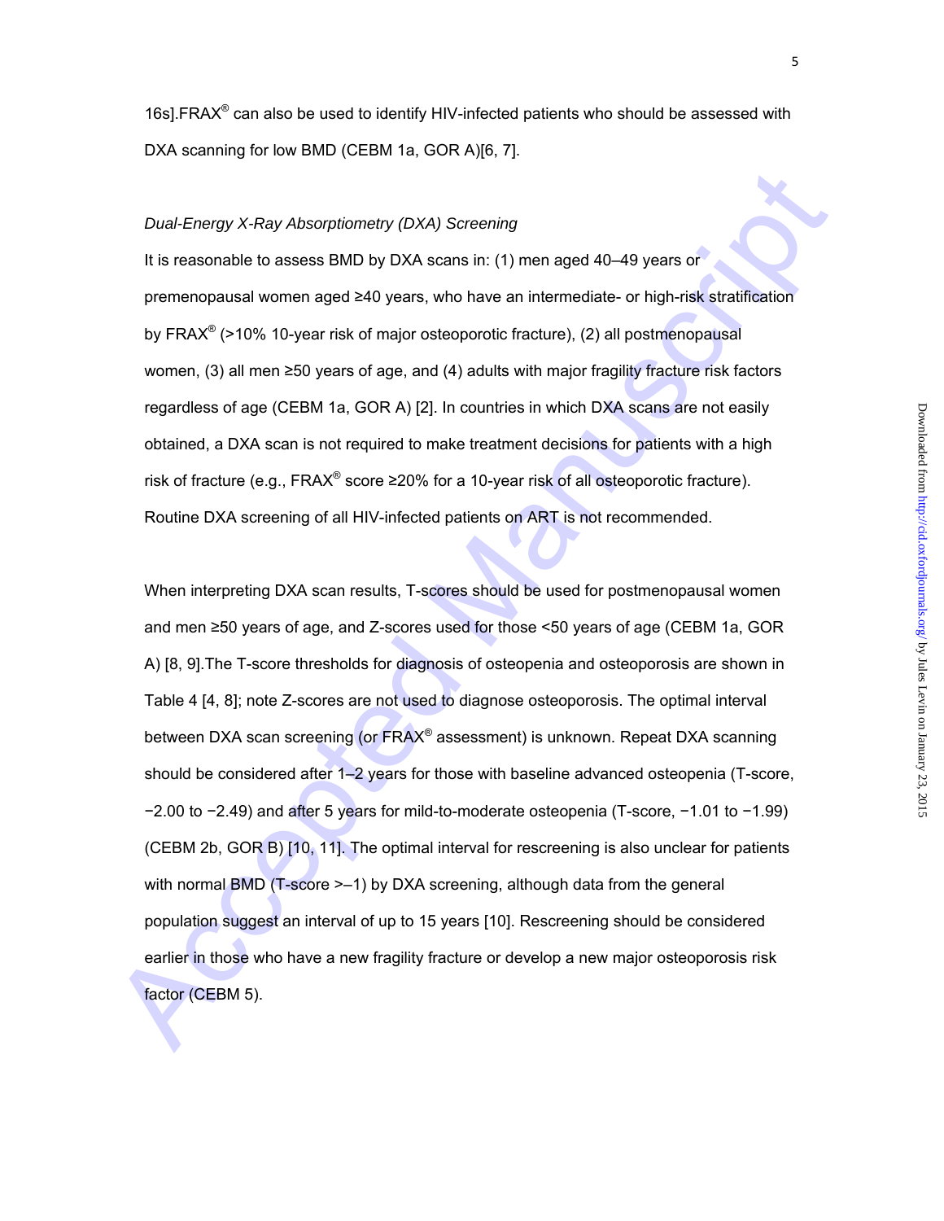16s].FRAX® can also be used to identify HIV-infected patients who should be assessed with DXA scanning for low BMD (CEBM 1a, GOR A)[6, 7].

*Dual-Energy X-Ray Absorptiometry (DXA) Screening*

It is reasonable to assess BMD by DXA scans in: (1) men aged 40–49 years or premenopausal women aged ≥40 years, who have an intermediate- or high-risk stratification by FRAX® (>10% 10-year risk of major osteoporotic fracture), (2) all postmenopausal women, (3) all men ≥50 years of age, and (4) adults with major fragility fracture risk factors regardless of age (CEBM 1a, GOR A) [2]. In countries in which DXA scans are not easily obtained, a DXA scan is not required to make treatment decisions for patients with a high risk of fracture (e.g., FRAX® score ≥20% for a 10-year risk of all osteoporotic fracture). Routine DXA screening of all HIV-infected patients on ART is not recommended.

When interpreting DXA scan results, T-scores should be used for postmenopausal women and men ≥50 years of age, and Z-scores used for those <50 years of age (CEBM 1a, GOR A) [8, 9].The T-score thresholds for diagnosis of osteopenia and osteoporosis are shown in Table 4 [4, 8]; note Z-scores are not used to diagnose osteoporosis. The optimal interval between DXA scan screening (or FRAX® assessment) is unknown. Repeat DXA scanning should be considered after 1–2 years for those with baseline advanced osteopenia (T-score, −2.00 to −2.49) and after 5 years for mild-to-moderate osteopenia (T-score, −1.01 to −1.99) (CEBM 2b, GOR B) [10, 11]. The optimal interval for rescreening is also unclear for patients with normal BMD (T-score >–1) by DXA screening, although data from the general population suggest an interval of up to 15 years [10]. Rescreening should be considered earlier in those who have a new fragility fracture or develop a new major osteoporosis risk factor (CEBM 5).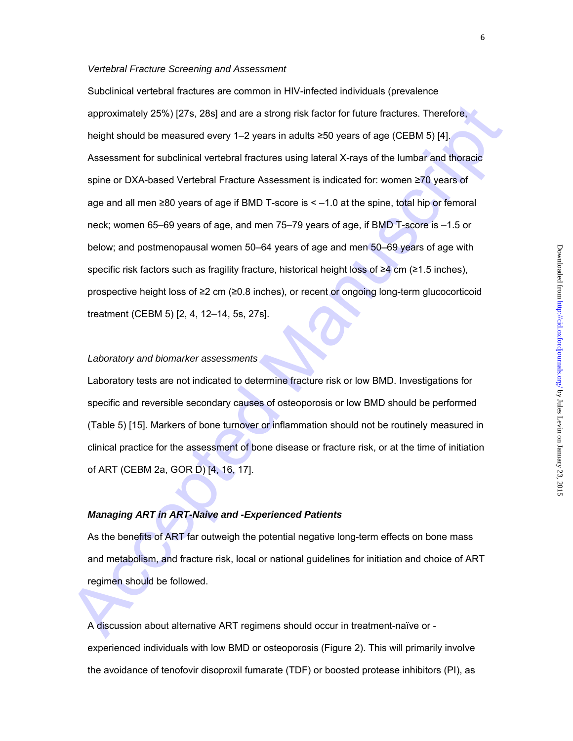*Vertebral Fracture Screening and Assessment*

Subclinical vertebral fractures are common in HIV-infected individuals (prevalence approximately 25%) [27s, 28s] and are a strong risk factor for future fractures. Therefore, height should be measured every 1–2 years in adults ≥50 years of age (CEBM 5) [4]. Assessment for subclinical vertebral fractures using lateral X-rays of the lumbar and thoracic spine or DXA-based Vertebral Fracture Assessment is indicated for: women ≥70 years of age and all men ≥80 years of age if BMD T-score is < –1.0 at the spine, total hip or femoral neck; women 65–69 years of age, and men 75–79 years of age, if BMD T-score is –1.5 or below; and postmenopausal women 50–64 years of age and men 50–69 years of age with specific risk factors such as fragility fracture, historical height loss of ≥4 cm (≥1.5 inches), prospective height loss of ≥2 cm (≥0.8 inches), or recent or ongoing long-term glucocorticoid treatment (CEBM 5) [2, 4, 12–14, 5s, 27s].

*Laboratory and biomarker assessments*

Laboratory tests are not indicated to determine fracture risk or low BMD. Investigations for specific and reversible secondary causes of osteoporosis or low BMD should be performed (Table 5) [15]. Markers of bone turnover or inflammation should not be routinely measured in clinical practice for the assessment of bone disease or fracture risk, or at the time of initiation of ART (CEBM 2a, GOR D) [4, 16, 17].

***Managing ART in ART-Naive and -Experienced Patients***

As the benefits of ART far outweigh the potential negative long-term effects on bone mass and metabolism, and fracture risk, local or national guidelines for initiation and choice of ART regimen should be followed.

A discussion about alternative ART regimens should occur in treatment-naïve or -experienced individuals with low BMD or osteoporosis (Figure 2). This will primarily involve the avoidance of tenofovir disoproxil fumarate (TDF) or boosted protease inhibitors (PI), as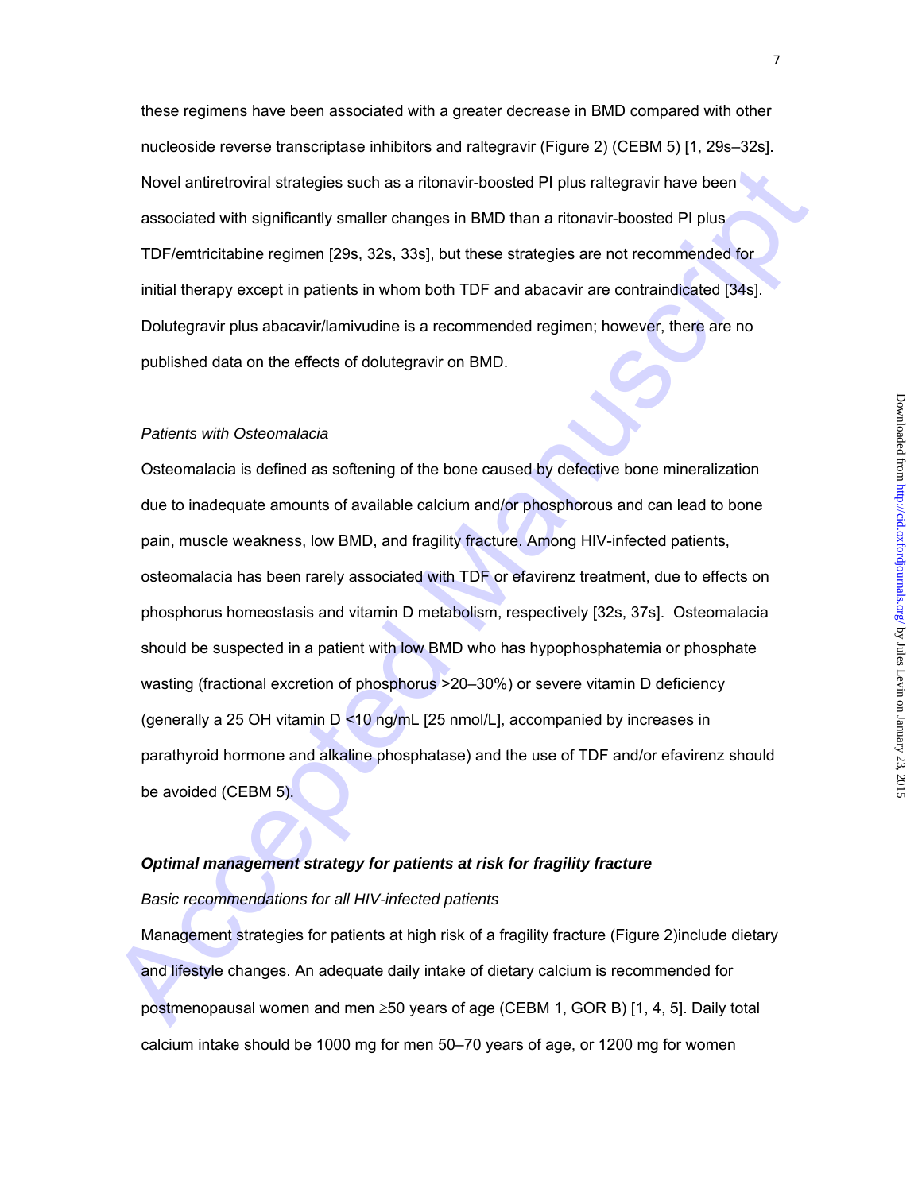these regimens have been associated with a greater decrease in BMD compared with other nucleoside reverse transcriptase inhibitors and raltegravir (Figure 2) (CEBM 5) [1, 29s–32s]. Novel antiretroviral strategies such as a ritonavir-boosted PI plus raltegravir have been associated with significantly smaller changes in BMD than a ritonavir-boosted PI plus TDF/emtricitabine regimen [29s, 32s, 33s], but these strategies are not recommended for initial therapy except in patients in whom both TDF and abacavir are contraindicated [34s]. Dolutegravir plus abacavir/lamivudine is a recommended regimen; however, there are no published data on the effects of dolutegravir on BMD.

*Patients with Osteomalacia*

Osteomalacia is defined as softening of the bone caused by defective bone mineralization due to inadequate amounts of available calcium and/or phosphorous and can lead to bone pain, muscle weakness, low BMD, and fragility fracture. Among HIV-infected patients, osteomalacia has been rarely associated with TDF or efavirenz treatment, due to effects on phosphorus homeostasis and vitamin D metabolism, respectively [32s, 37s]. Osteomalacia should be suspected in a patient with low BMD who has hypophosphatemia or phosphate wasting (fractional excretion of phosphorus >20–30%) or severe vitamin D deficiency (generally a 25 OH vitamin D <10 ng/mL [25 nmol/L], accompanied by increases in parathyroid hormone and alkaline phosphatase) and the use of TDF and/or efavirenz should be avoided (CEBM 5).

***Optimal management strategy for patients at risk for fragility fracture***

*Basic recommendations for all HIV-infected patients*

Management strategies for patients at high risk of a fragility fracture (Figure 2)include dietary and lifestyle changes. An adequate daily intake of dietary calcium is recommended for postmenopausal women and men ≥50 years of age (CEBM 1, GOR B) [1, 4, 5]. Daily total calcium intake should be 1000 mg for men 50–70 years of age, or 1200 mg for women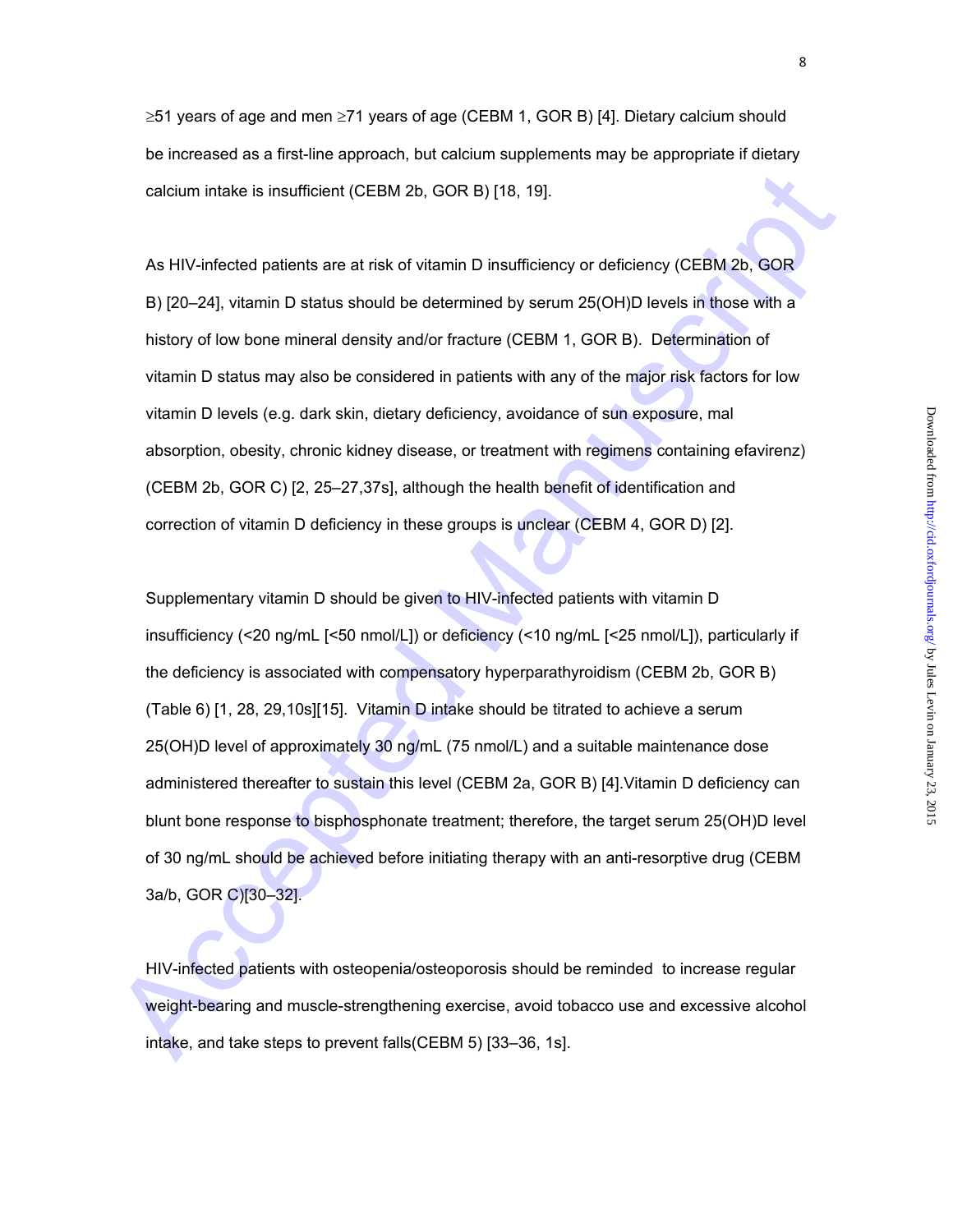≥51 years of age and men ≥71 years of age (CEBM 1, GOR B) [4]. Dietary calcium should be increased as a first-line approach, but calcium supplements may be appropriate if dietary calcium intake is insufficient (CEBM 2b, GOR B) [18, 19].

As HIV-infected patients are at risk of vitamin D insufficiency or deficiency (CEBM 2b, GOR B) [20–24], vitamin D status should be determined by serum 25(OH)D levels in those with a history of low bone mineral density and/or fracture (CEBM 1, GOR B). Determination of vitamin D status may also be considered in patients with any of the major risk factors for low vitamin D levels (e.g. dark skin, dietary deficiency, avoidance of sun exposure, mal absorption, obesity, chronic kidney disease, or treatment with regimens containing efavirenz) (CEBM 2b, GOR C) [2, 25–27,37s], although the health benefit of identification and correction of vitamin D deficiency in these groups is unclear (CEBM 4, GOR D) [2].

Supplementary vitamin D should be given to HIV-infected patients with vitamin D insufficiency (<20 ng/mL [<50 nmol/L]) or deficiency (<10 ng/mL [<25 nmol/L]), particularly if the deficiency is associated with compensatory hyperparathyroidism (CEBM 2b, GOR B) (Table 6) [1, 28, 29,10s][15]. Vitamin D intake should be titrated to achieve a serum 25(OH)D level of approximately 30 ng/mL (75 nmol/L) and a suitable maintenance dose administered thereafter to sustain this level (CEBM 2a, GOR B) [4].Vitamin D deficiency can blunt bone response to bisphosphonate treatment; therefore, the target serum 25(OH)D level of 30 ng/mL should be achieved before initiating therapy with an anti-resorptive drug (CEBM 3a/b, GOR C)[30–32].

HIV-infected patients with osteopenia/osteoporosis should be reminded to increase regular weight-bearing and muscle-strengthening exercise, avoid tobacco use and excessive alcohol intake, and take steps to prevent falls(CEBM 5) [33–36, 1s].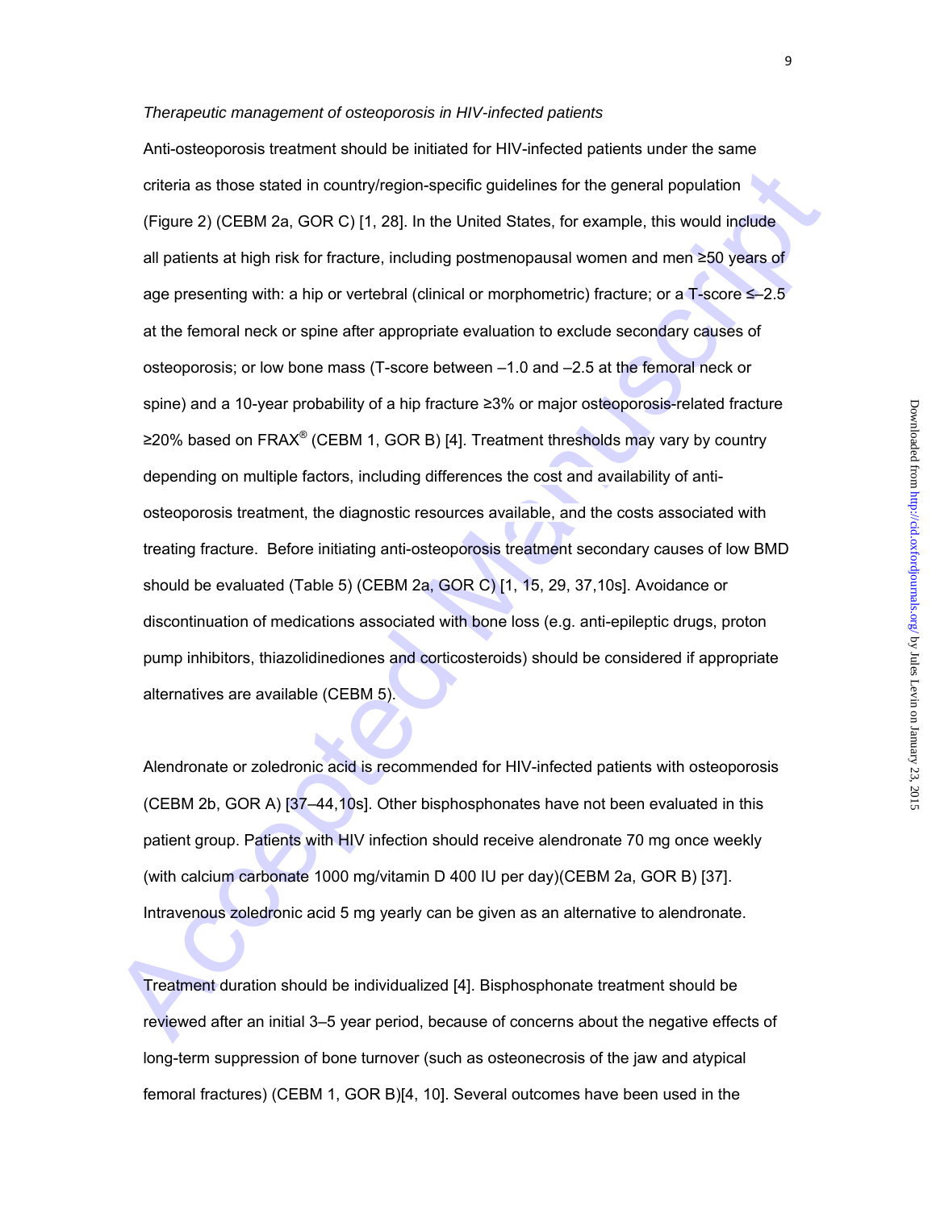*Therapeutic management of osteoporosis in HIV-infected patients*

Anti-osteoporosis treatment should be initiated for HIV-infected patients under the same criteria as those stated in country/region-specific guidelines for the general population (Figure 2) (CEBM 2a, GOR C) [1, 28]. In the United States, for example, this would include all patients at high risk for fracture, including postmenopausal women and men ≥50 years of age presenting with: a hip or vertebral (clinical or morphometric) fracture; or a T-score ≤–2.5 at the femoral neck or spine after appropriate evaluation to exclude secondary causes of osteoporosis; or low bone mass (T-score between –1.0 and –2.5 at the femoral neck or spine) and a 10-year probability of a hip fracture ≥3% or major osteoporosis-related fracture ≥20% based on FRAX® (CEBM 1, GOR B) [4]. Treatment thresholds may vary by country depending on multiple factors, including differences the cost and availability of anti-osteoporosis treatment, the diagnostic resources available, and the costs associated with treating fracture. Before initiating anti-osteoporosis treatment secondary causes of low BMD should be evaluated (Table 5) (CEBM 2a, GOR C) [1, 15, 29, 37,10s]. Avoidance or discontinuation of medications associated with bone loss (e.g. anti-epileptic drugs, proton pump inhibitors, thiazolidinediones and corticosteroids) should be considered if appropriate alternatives are available (CEBM 5).

Alendronate or zoledronic acid is recommended for HIV-infected patients with osteoporosis (CEBM 2b, GOR A) [37–44,10s]. Other bisphosphonates have not been evaluated in this patient group. Patients with HIV infection should receive alendronate 70 mg once weekly (with calcium carbonate 1000 mg/vitamin D 400 IU per day)(CEBM 2a, GOR B) [37]. Intravenous zoledronic acid 5 mg yearly can be given as an alternative to alendronate.

Treatment duration should be individualized [4]. Bisphosphonate treatment should be reviewed after an initial 3–5 year period, because of concerns about the negative effects of long-term suppression of bone turnover (such as osteonecrosis of the jaw and atypical femoral fractures) (CEBM 1, GOR B)[4, 10]. Several outcomes have been used in the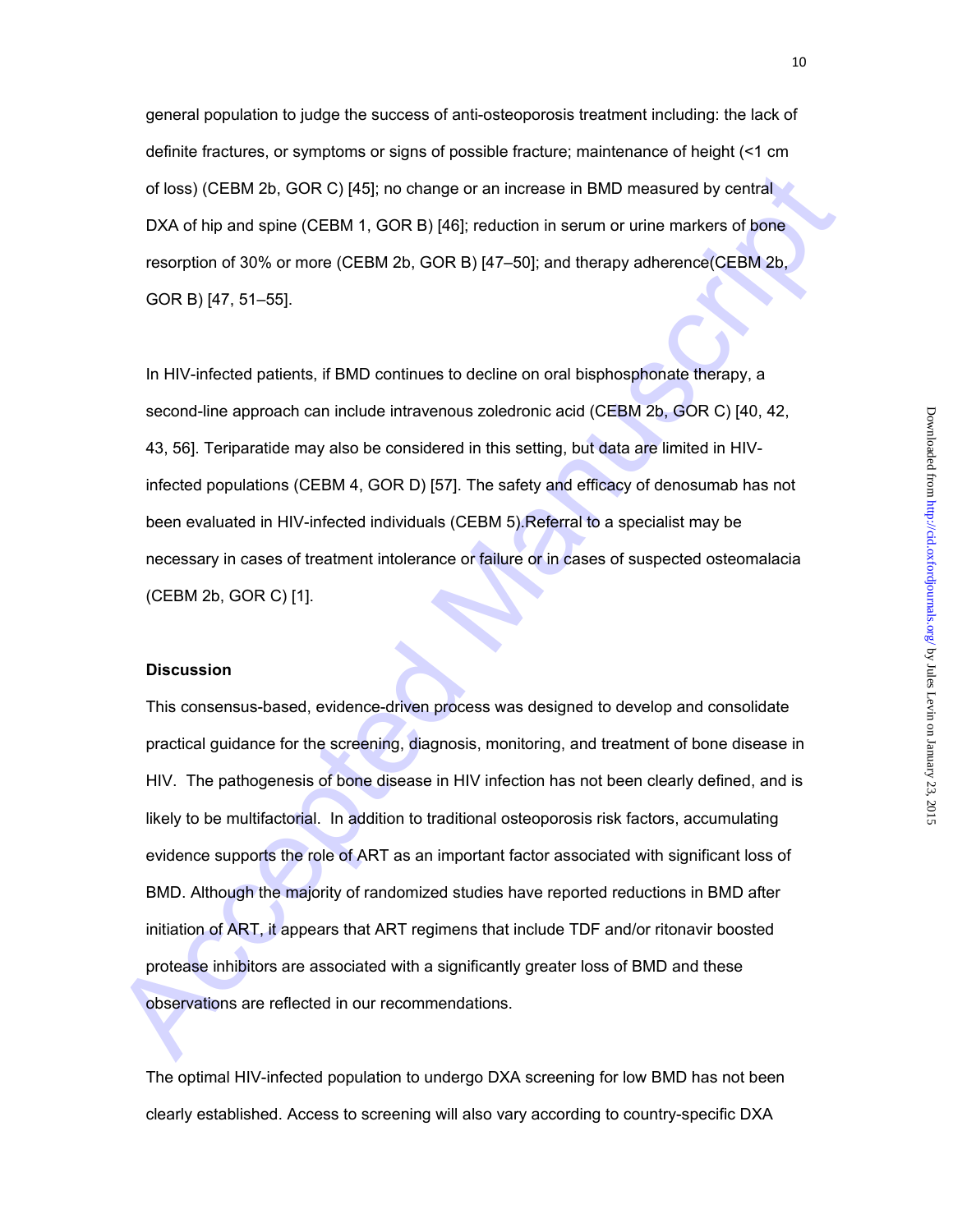general population to judge the success of anti-osteoporosis treatment including: the lack of definite fractures, or symptoms or signs of possible fracture; maintenance of height (<1 cm of loss) (CEBM 2b, GOR C) [45]; no change or an increase in BMD measured by central DXA of hip and spine (CEBM 1, GOR B) [46]; reduction in serum or urine markers of bone resorption of 30% or more (CEBM 2b, GOR B) [47–50]; and therapy adherence(CEBM 2b, GOR B) [47, 51–55].

In HIV-infected patients, if BMD continues to decline on oral bisphosphonate therapy, a second-line approach can include intravenous zoledronic acid (CEBM 2b, GOR C) [40, 42, 43, 56]. Teriparatide may also be considered in this setting, but data are limited in HIV-infected populations (CEBM 4, GOR D) [57]. The safety and efficacy of denosumab has not been evaluated in HIV-infected individuals (CEBM 5).Referral to a specialist may be necessary in cases of treatment intolerance or failure or in cases of suspected osteomalacia (CEBM 2b, GOR C) [1].

**Discussion**

This consensus-based, evidence-driven process was designed to develop and consolidate practical guidance for the screening, diagnosis, monitoring, and treatment of bone disease in HIV. The pathogenesis of bone disease in HIV infection has not been clearly defined, and is likely to be multifactorial. In addition to traditional osteoporosis risk factors, accumulating evidence supports the role of ART as an important factor associated with significant loss of BMD. Although the majority of randomized studies have reported reductions in BMD after initiation of ART, it appears that ART regimens that include TDF and/or ritonavir boosted protease inhibitors are associated with a significantly greater loss of BMD and these observations are reflected in our recommendations.

The optimal HIV-infected population to undergo DXA screening for low BMD has not been clearly established. Access to screening will also vary according to country-specific DXA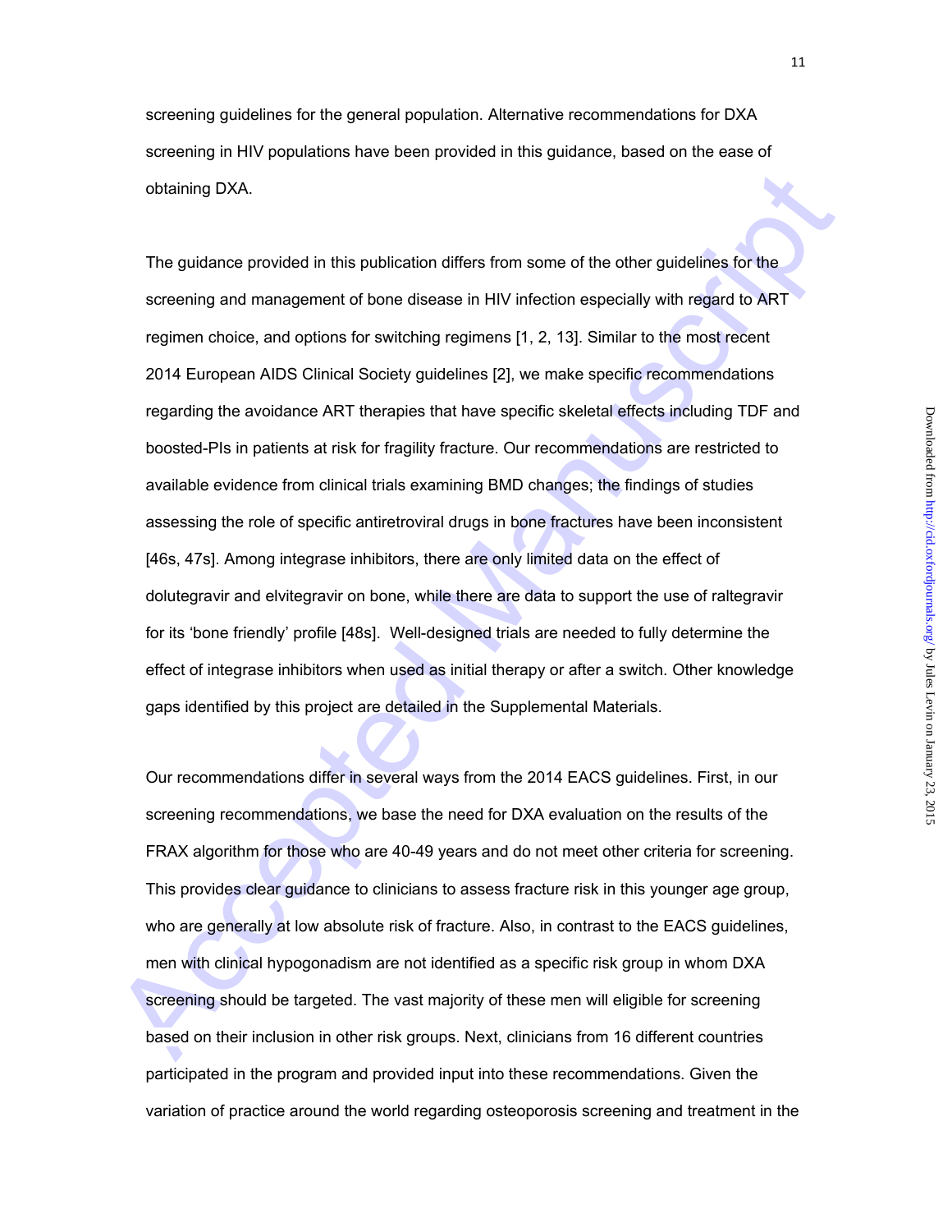screening guidelines for the general population. Alternative recommendations for DXA screening in HIV populations have been provided in this guidance, based on the ease of obtaining DXA.

The guidance provided in this publication differs from some of the other guidelines for the screening and management of bone disease in HIV infection especially with regard to ART regimen choice, and options for switching regimens [1, 2, 13]. Similar to the most recent 2014 European AIDS Clinical Society guidelines [2], we make specific recommendations regarding the avoidance ART therapies that have specific skeletal effects including TDF and boosted-PIs in patients at risk for fragility fracture. Our recommendations are restricted to available evidence from clinical trials examining BMD changes; the findings of studies assessing the role of specific antiretroviral drugs in bone fractures have been inconsistent [46s, 47s]. Among integrase inhibitors, there are only limited data on the effect of dolutegravir and elvitegravir on bone, while there are data to support the use of raltegravir for its 'bone friendly' profile [48s]. Well-designed trials are needed to fully determine the effect of integrase inhibitors when used as initial therapy or after a switch. Other knowledge gaps identified by this project are detailed in the Supplemental Materials.

Our recommendations differ in several ways from the 2014 EACS guidelines. First, in our screening recommendations, we base the need for DXA evaluation on the results of the FRAX algorithm for those who are 40-49 years and do not meet other criteria for screening. This provides clear guidance to clinicians to assess fracture risk in this younger age group, who are generally at low absolute risk of fracture. Also, in contrast to the EACS guidelines, men with clinical hypogonadism are not identified as a specific risk group in whom DXA screening should be targeted. The vast majority of these men will eligible for screening based on their inclusion in other risk groups. Next, clinicians from 16 different countries participated in the program and provided input into these recommendations. Given the variation of practice around the world regarding osteoporosis screening and treatment in the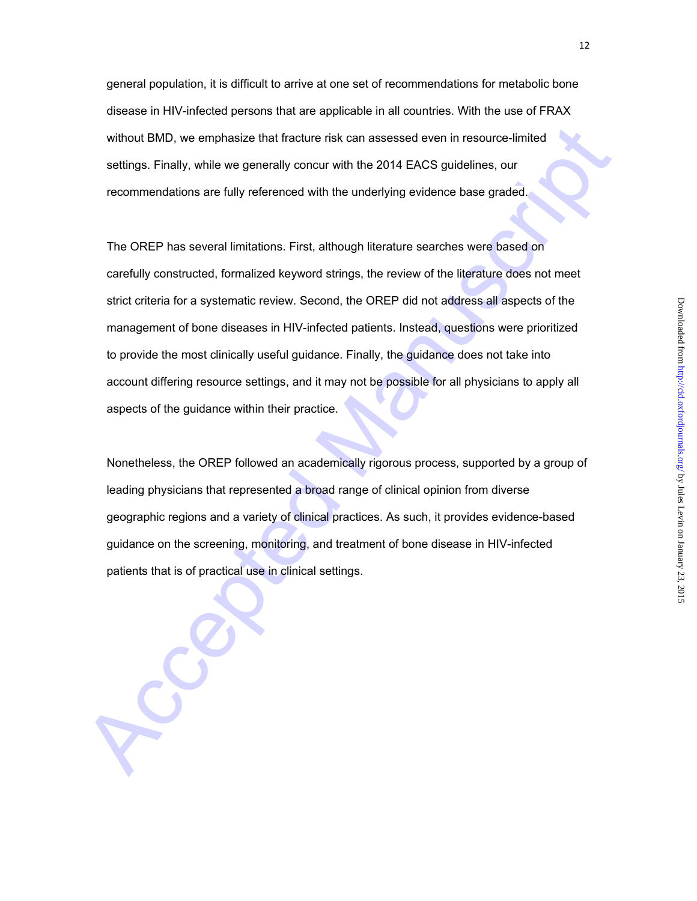general population, it is difficult to arrive at one set of recommendations for metabolic bone disease in HIV-infected persons that are applicable in all countries. With the use of FRAX without BMD, we emphasize that fracture risk can assessed even in resource-limited settings. Finally, while we generally concur with the 2014 EACS guidelines, our recommendations are fully referenced with the underlying evidence base graded.

The OREP has several limitations. First, although literature searches were based on carefully constructed, formalized keyword strings, the review of the literature does not meet strict criteria for a systematic review. Second, the OREP did not address all aspects of the management of bone diseases in HIV-infected patients. Instead, questions were prioritized to provide the most clinically useful guidance. Finally, the guidance does not take into account differing resource settings, and it may not be possible for all physicians to apply all aspects of the guidance within their practice.

Nonetheless, the OREP followed an academically rigorous process, supported by a group of leading physicians that represented a broad range of clinical opinion from diverse geographic regions and a variety of clinical practices. As such, it provides evidence-based guidance on the screening, monitoring, and treatment of bone disease in HIV-infected patients that is of practical use in clinical settings.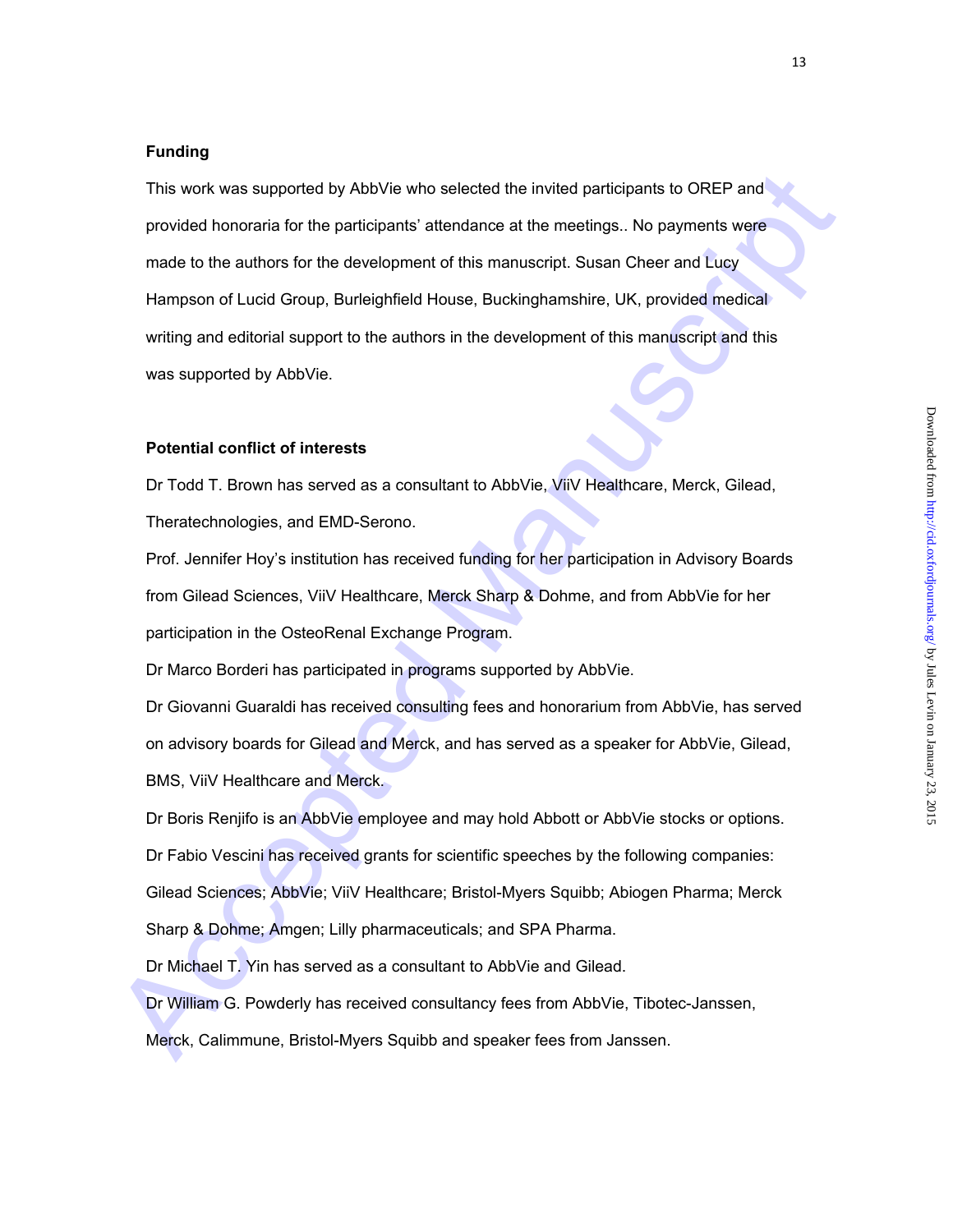**Funding**

This work was supported by AbbVie who selected the invited participants to OREP and provided honoraria for the participants' attendance at the meetings.. No payments were made to the authors for the development of this manuscript. Susan Cheer and Lucy Hampson of Lucid Group, Burleighfield House, Buckinghamshire, UK, provided medical writing and editorial support to the authors in the development of this manuscript and this was supported by AbbVie.

**Potential conflict of interests**

Dr Todd T. Brown has served as a consultant to AbbVie, ViiV Healthcare, Merck, Gilead, Theratechnologies, and EMD-Serono.

Prof. Jennifer Hoy's institution has received funding for her participation in Advisory Boards from Gilead Sciences, ViiV Healthcare, Merck Sharp & Dohme, and from AbbVie for her participation in the OsteoRenal Exchange Program.

Dr Marco Borderi has participated in programs supported by AbbVie.

Dr Giovanni Guaraldi has received consulting fees and honorarium from AbbVie, has served on advisory boards for Gilead and Merck, and has served as a speaker for AbbVie, Gilead, BMS, ViiV Healthcare and Merck.

Dr Boris Renjifo is an AbbVie employee and may hold Abbott or AbbVie stocks or options.

Dr Fabio Vescini has received grants for scientific speeches by the following companies: Gilead Sciences; AbbVie; ViiV Healthcare; Bristol-Myers Squibb; Abiogen Pharma; Merck Sharp & Dohme; Amgen; Lilly pharmaceuticals; and SPA Pharma.

Dr Michael T. Yin has served as a consultant to AbbVie and Gilead.

Dr William G. Powderly has received consultancy fees from AbbVie, Tibotec-Janssen, Merck, Calimmune, Bristol-Myers Squibb and speaker fees from Janssen.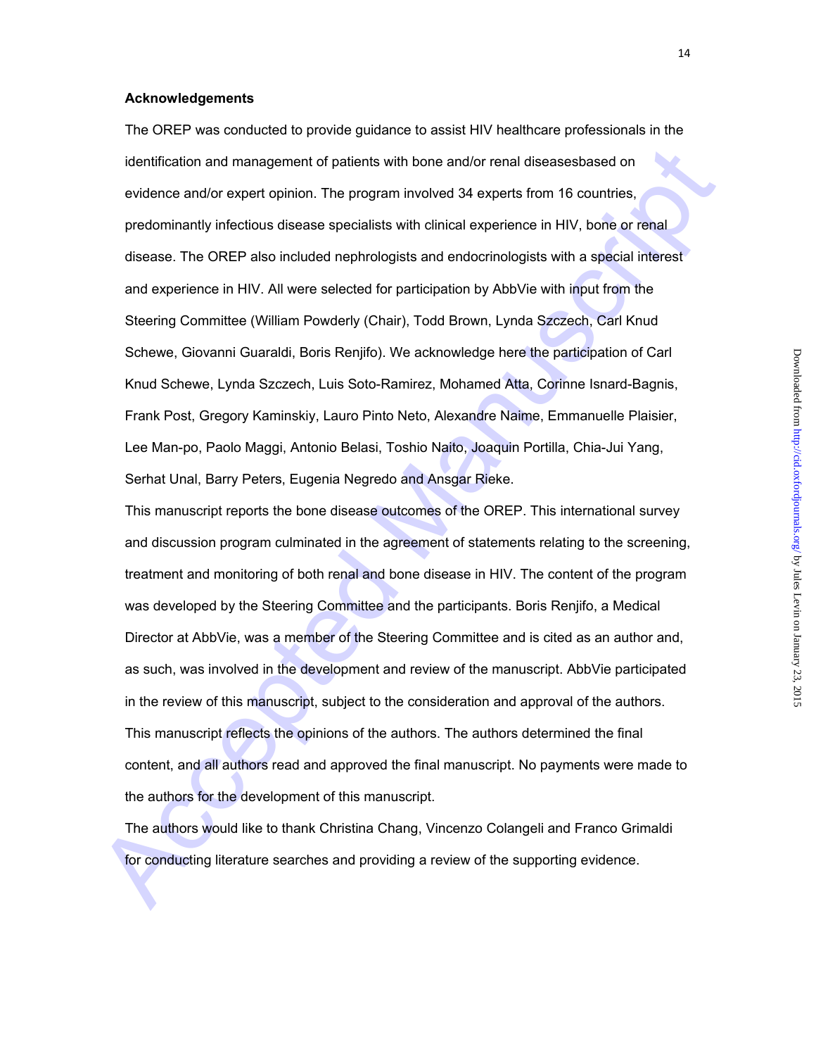**Acknowledgements**

The OREP was conducted to provide guidance to assist HIV healthcare professionals in the identification and management of patients with bone and/or renal diseasesbased on evidence and/or expert opinion. The program involved 34 experts from 16 countries, predominantly infectious disease specialists with clinical experience in HIV, bone or renal disease. The OREP also included nephrologists and endocrinologists with a special interest and experience in HIV. All were selected for participation by AbbVie with input from the Steering Committee (William Powderly (Chair), Todd Brown, Lynda Szczech, Carl Knud Schewe, Giovanni Guaraldi, Boris Renjifo). We acknowledge here the participation of Carl Knud Schewe, Lynda Szczech, Luis Soto-Ramirez, Mohamed Atta, Corinne Isnard-Bagnis, Frank Post, Gregory Kaminskiy, Lauro Pinto Neto, Alexandre Naime, Emmanuelle Plaisier, Lee Man-po, Paolo Maggi, Antonio Belasi, Toshio Naito, Joaquin Portilla, Chia-Jui Yang, Serhat Unal, Barry Peters, Eugenia Negredo and Ansgar Rieke.

This manuscript reports the bone disease outcomes of the OREP. This international survey and discussion program culminated in the agreement of statements relating to the screening, treatment and monitoring of both renal and bone disease in HIV. The content of the program was developed by the Steering Committee and the participants. Boris Renjifo, a Medical Director at AbbVie, was a member of the Steering Committee and is cited as an author and, as such, was involved in the development and review of the manuscript. AbbVie participated in the review of this manuscript, subject to the consideration and approval of the authors. This manuscript reflects the opinions of the authors. The authors determined the final content, and all authors read and approved the final manuscript. No payments were made to the authors for the development of this manuscript.

The authors would like to thank Christina Chang, Vincenzo Colangeli and Franco Grimaldi for conducting literature searches and providing a review of the supporting evidence.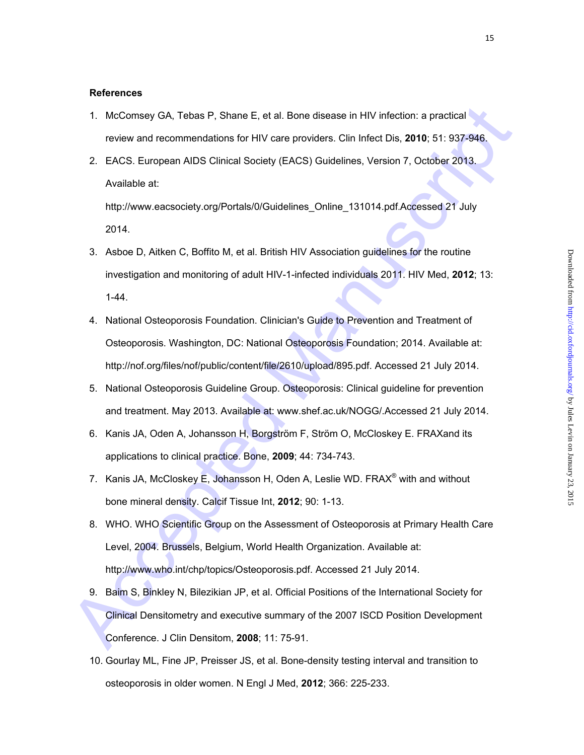## References

1. McComsey GA, Tebas P, Shane E, et al. Bone disease in HIV infection: a practical review and recommendations for HIV care providers. Clin Infect Dis, **2010**; 51: 937-946.
2. EACS. European AIDS Clinical Society (EACS) Guidelines, Version 7, October 2013. Available at: http://www.eacsociety.org/Portals/0/Guidelines_Online_131014.pdf.Accessed 21 July 2014.
3. Asboe D, Aitken C, Boffito M, et al. British HIV Association guidelines for the routine investigation and monitoring of adult HIV-1-infected individuals 2011. HIV Med, **2012**; 13: 1-44.
4. National Osteoporosis Foundation. Clinician's Guide to Prevention and Treatment of Osteoporosis. Washington, DC: National Osteoporosis Foundation; 2014. Available at: http://nof.org/files/nof/public/content/file/2610/upload/895.pdf. Accessed 21 July 2014.
5. National Osteoporosis Guideline Group. Osteoporosis: Clinical guideline for prevention and treatment. May 2013. Available at: www.shef.ac.uk/NOGG/.Accessed 21 July 2014.
6. Kanis JA, Oden A, Johansson H, Borgström F, Ström O, McCloskey E. FRAXand its applications to clinical practice. Bone, **2009**; 44: 734-743.
7. Kanis JA, McCloskey E, Johansson H, Oden A, Leslie WD. FRAX® with and without bone mineral density. Calcif Tissue Int, **2012**; 90: 1-13.
8. WHO. WHO Scientific Group on the Assessment of Osteoporosis at Primary Health Care Level, 2004. Brussels, Belgium, World Health Organization. Available at: http://www.who.int/chp/topics/Osteoporosis.pdf. Accessed 21 July 2014.
9. Baim S, Binkley N, Bilezikian JP, et al. Official Positions of the International Society for Clinical Densitometry and executive summary of the 2007 ISCD Position Development Conference. J Clin Densitom, **2008**; 11: 75-91.
10. Gourlay ML, Fine JP, Preisser JS, et al. Bone-density testing interval and transition to osteoporosis in older women. N Engl J Med, **2012**; 366: 225-233.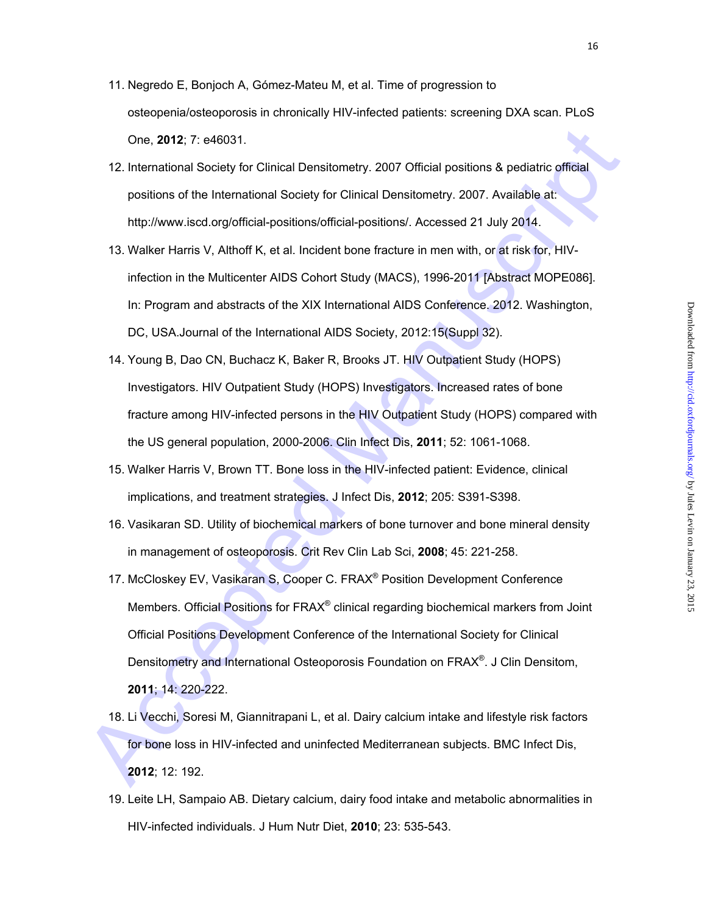11. Negredo E, Bonjoch A, Gómez-Mateu M, et al. Time of progression to osteopenia/osteoporosis in chronically HIV-infected patients: screening DXA scan. PLoS One, **2012**; 7: e46031.
12. International Society for Clinical Densitometry. 2007 Official positions & pediatric official positions of the International Society for Clinical Densitometry. 2007. Available at: http://www.iscd.org/official-positions/official-positions/. Accessed 21 July 2014.
13. Walker Harris V, Althoff K, et al. Incident bone fracture in men with, or at risk for, HIV-infection in the Multicenter AIDS Cohort Study (MACS), 1996-2011 [Abstract MOPE086]. In: Program and abstracts of the XIX International AIDS Conference. 2012. Washington, DC, USA.Journal of the International AIDS Society, 2012:15(Suppl 32).
14. Young B, Dao CN, Buchacz K, Baker R, Brooks JT. HIV Outpatient Study (HOPS) Investigators. HIV Outpatient Study (HOPS) Investigators. Increased rates of bone fracture among HIV-infected persons in the HIV Outpatient Study (HOPS) compared with the US general population, 2000-2006. Clin Infect Dis, **2011**; 52: 1061-1068.
15. Walker Harris V, Brown TT. Bone loss in the HIV-infected patient: Evidence, clinical implications, and treatment strategies. J Infect Dis, **2012**; 205: S391-S398.
16. Vasikaran SD. Utility of biochemical markers of bone turnover and bone mineral density in management of osteoporosis. Crit Rev Clin Lab Sci, **2008**; 45: 221-258.
17. McCloskey EV, Vasikaran S, Cooper C. FRAX® Position Development Conference Members. Official Positions for FRAX® clinical regarding biochemical markers from Joint Official Positions Development Conference of the International Society for Clinical Densitometry and International Osteoporosis Foundation on FRAX®. J Clin Densitom, **2011**; 14: 220-222.
18. Li Vecchi, Soresi M, Giannitrapani L, et al. Dairy calcium intake and lifestyle risk factors for bone loss in HIV-infected and uninfected Mediterranean subjects. BMC Infect Dis, **2012**; 12: 192.
19. Leite LH, Sampaio AB. Dietary calcium, dairy food intake and metabolic abnormalities in HIV-infected individuals. J Hum Nutr Diet, **2010**; 23: 535-543.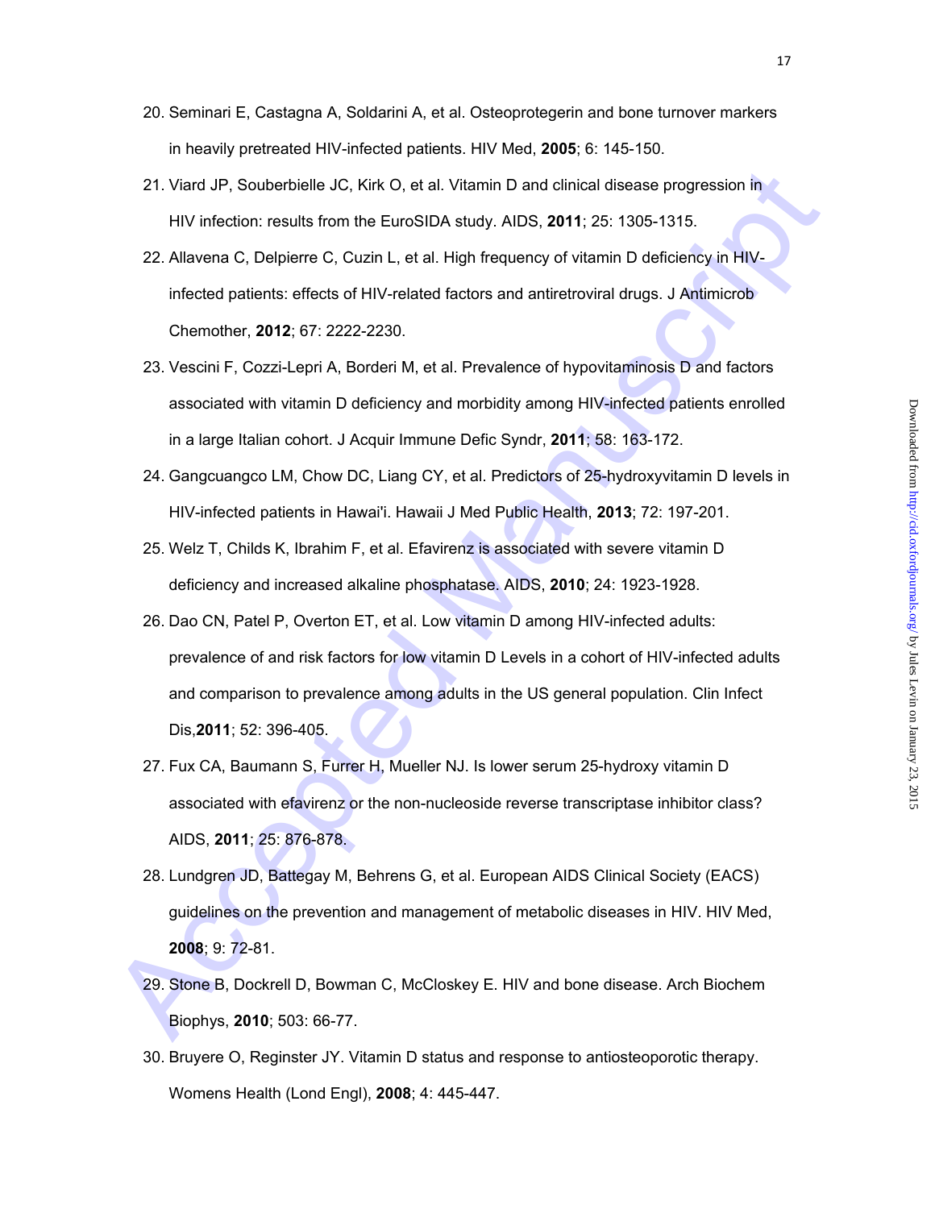20. Seminari E, Castagna A, Soldarini A, et al. Osteoprotegerin and bone turnover markers in heavily pretreated HIV-infected patients. HIV Med, **2005**; 6: 145-150.

21. Viard JP, Souberbielle JC, Kirk O, et al. Vitamin D and clinical disease progression in HIV infection: results from the EuroSIDA study. AIDS, **2011**; 25: 1305-1315.

22. Allavena C, Delpierre C, Cuzin L, et al. High frequency of vitamin D deficiency in HIV-infected patients: effects of HIV-related factors and antiretroviral drugs. J Antimicrob Chemother, **2012**; 67: 2222-2230.

23. Vescini F, Cozzi-Lepri A, Borderi M, et al. Prevalence of hypovitaminosis D and factors associated with vitamin D deficiency and morbidity among HIV-infected patients enrolled in a large Italian cohort. J Acquir Immune Defic Syndr, **2011**; 58: 163-172.

24. Gangcuangco LM, Chow DC, Liang CY, et al. Predictors of 25-hydroxyvitamin D levels in HIV-infected patients in Hawai'i. Hawaii J Med Public Health, **2013**; 72: 197-201.

25. Welz T, Childs K, Ibrahim F, et al. Efavirenz is associated with severe vitamin D deficiency and increased alkaline phosphatase. AIDS, **2010**; 24: 1923-1928.

26. Dao CN, Patel P, Overton ET, et al. Low vitamin D among HIV-infected adults: prevalence of and risk factors for low vitamin D Levels in a cohort of HIV-infected adults and comparison to prevalence among adults in the US general population. Clin Infect Dis,**2011**; 52: 396-405.

27. Fux CA, Baumann S, Furrer H, Mueller NJ. Is lower serum 25-hydroxy vitamin D associated with efavirenz or the non-nucleoside reverse transcriptase inhibitor class? AIDS, **2011**; 25: 876-878.

28. Lundgren JD, Battegay M, Behrens G, et al. European AIDS Clinical Society (EACS) guidelines on the prevention and management of metabolic diseases in HIV. HIV Med, **2008**; 9: 72-81.

29. Stone B, Dockrell D, Bowman C, McCloskey E. HIV and bone disease. Arch Biochem Biophys, **2010**; 503: 66-77.

30. Bruyere O, Reginster JY. Vitamin D status and response to antiosteoporotic therapy. Womens Health (Lond Engl), **2008**; 4: 445-447.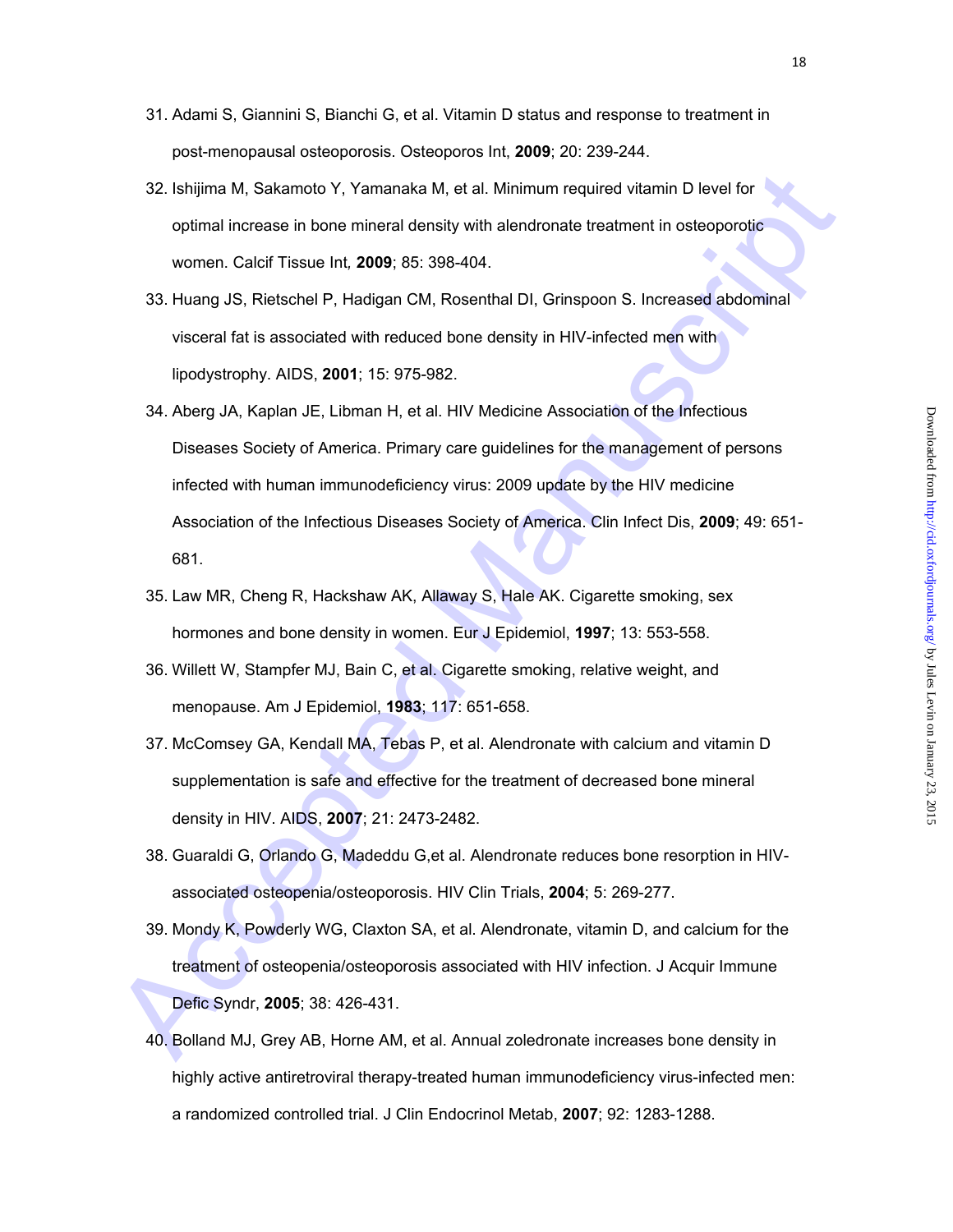31. Adami S, Giannini S, Bianchi G, et al. Vitamin D status and response to treatment in post-menopausal osteoporosis. Osteoporos Int, **2009**; 20: 239-244.

32. Ishijima M, Sakamoto Y, Yamanaka M, et al. Minimum required vitamin D level for optimal increase in bone mineral density with alendronate treatment in osteoporotic women. Calcif Tissue Int, **2009**; 85: 398-404.

33. Huang JS, Rietschel P, Hadigan CM, Rosenthal DI, Grinspoon S. Increased abdominal visceral fat is associated with reduced bone density in HIV-infected men with lipodystrophy. AIDS, **2001**; 15: 975-982.

34. Aberg JA, Kaplan JE, Libman H, et al. HIV Medicine Association of the Infectious Diseases Society of America. Primary care guidelines for the management of persons infected with human immunodeficiency virus: 2009 update by the HIV medicine Association of the Infectious Diseases Society of America. Clin Infect Dis, **2009**; 49: 651-681.

35. Law MR, Cheng R, Hackshaw AK, Allaway S, Hale AK. Cigarette smoking, sex hormones and bone density in women. Eur J Epidemiol, **1997**; 13: 553-558.

36. Willett W, Stampfer MJ, Bain C, et al. Cigarette smoking, relative weight, and menopause. Am J Epidemiol, **1983**; 117: 651-658.

37. McComsey GA, Kendall MA, Tebas P, et al. Alendronate with calcium and vitamin D supplementation is safe and effective for the treatment of decreased bone mineral density in HIV. AIDS, **2007**; 21: 2473-2482.

38. Guaraldi G, Orlando G, Madeddu G,et al. Alendronate reduces bone resorption in HIV-associated osteopenia/osteoporosis. HIV Clin Trials, **2004**; 5: 269-277.

39. Mondy K, Powderly WG, Claxton SA, et al. Alendronate, vitamin D, and calcium for the treatment of osteopenia/osteoporosis associated with HIV infection. J Acquir Immune Defic Syndr, **2005**; 38: 426-431.

40. Bolland MJ, Grey AB, Horne AM, et al. Annual zoledronate increases bone density in highly active antiretroviral therapy-treated human immunodeficiency virus-infected men: a randomized controlled trial. J Clin Endocrinol Metab, **2007**; 92: 1283-1288.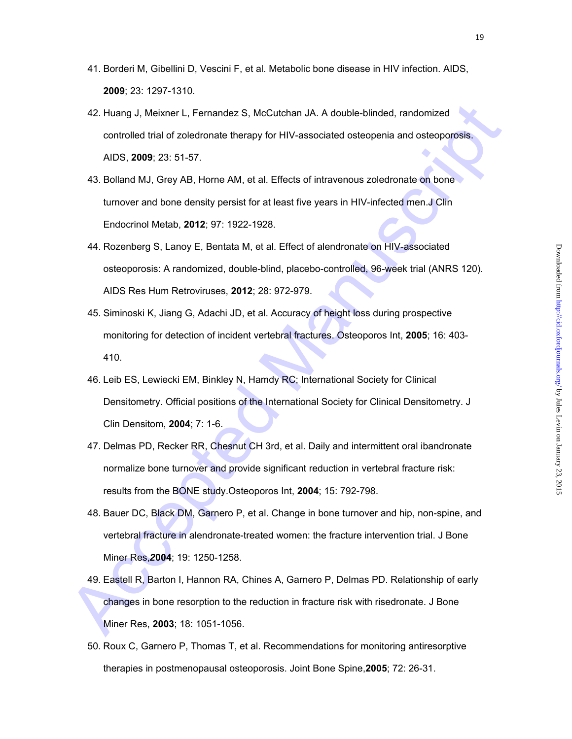41. Borderi M, Gibellini D, Vescini F, et al. Metabolic bone disease in HIV infection. AIDS, **2009**; 23: 1297-1310.

42. Huang J, Meixner L, Fernandez S, McCutchan JA. A double-blinded, randomized controlled trial of zoledronate therapy for HIV-associated osteopenia and osteoporosis. AIDS, **2009**; 23: 51-57.

43. Bolland MJ, Grey AB, Horne AM, et al. Effects of intravenous zoledronate on bone turnover and bone density persist for at least five years in HIV-infected men.J Clin Endocrinol Metab, **2012**; 97: 1922-1928.

44. Rozenberg S, Lanoy E, Bentata M, et al. Effect of alendronate on HIV-associated osteoporosis: A randomized, double-blind, placebo-controlled, 96-week trial (ANRS 120). AIDS Res Hum Retroviruses, **2012**; 28: 972-979.

45. Siminoski K, Jiang G, Adachi JD, et al. Accuracy of height loss during prospective monitoring for detection of incident vertebral fractures. Osteoporos Int, **2005**; 16: 403-410.

46. Leib ES, Lewiecki EM, Binkley N, Hamdy RC; International Society for Clinical Densitometry. Official positions of the International Society for Clinical Densitometry. J Clin Densitom, **2004**; 7: 1-6.

47. Delmas PD, Recker RR, Chesnut CH 3rd, et al. Daily and intermittent oral ibandronate normalize bone turnover and provide significant reduction in vertebral fracture risk: results from the BONE study.Osteoporos Int, **2004**; 15: 792-798.

48. Bauer DC, Black DM, Garnero P, et al. Change in bone turnover and hip, non-spine, and vertebral fracture in alendronate-treated women: the fracture intervention trial. J Bone Miner Res,**2004**; 19: 1250-1258.

49. Eastell R, Barton I, Hannon RA, Chines A, Garnero P, Delmas PD. Relationship of early changes in bone resorption to the reduction in fracture risk with risedronate. J Bone Miner Res, **2003**; 18: 1051-1056.

50. Roux C, Garnero P, Thomas T, et al. Recommendations for monitoring antiresorptive therapies in postmenopausal osteoporosis. Joint Bone Spine,**2005**; 72: 26-31.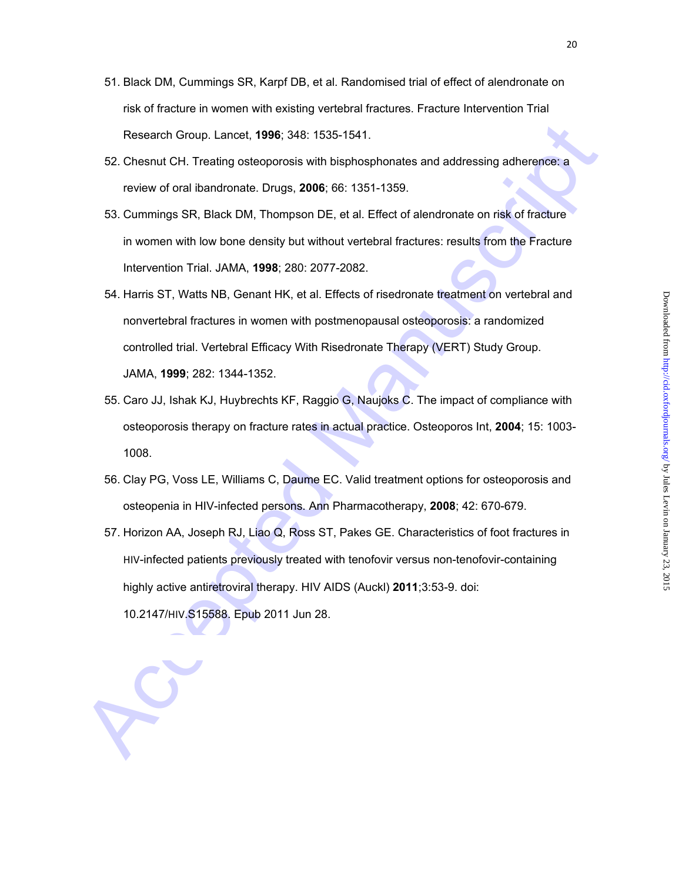51. Black DM, Cummings SR, Karpf DB, et al. Randomised trial of effect of alendronate on risk of fracture in women with existing vertebral fractures. Fracture Intervention Trial Research Group. Lancet, **1996**; 348: 1535-1541.

52. Chesnut CH. Treating osteoporosis with bisphosphonates and addressing adherence: a review of oral ibandronate. Drugs, **2006**; 66: 1351-1359.

53. Cummings SR, Black DM, Thompson DE, et al. Effect of alendronate on risk of fracture in women with low bone density but without vertebral fractures: results from the Fracture Intervention Trial. JAMA, **1998**; 280: 2077-2082.

54. Harris ST, Watts NB, Genant HK, et al. Effects of risedronate treatment on vertebral and nonvertebral fractures in women with postmenopausal osteoporosis: a randomized controlled trial. Vertebral Efficacy With Risedronate Therapy (VERT) Study Group. JAMA, **1999**; 282: 1344-1352.

55. Caro JJ, Ishak KJ, Huybrechts KF, Raggio G, Naujoks C. The impact of compliance with osteoporosis therapy on fracture rates in actual practice. Osteoporos Int, **2004**; 15: 1003-1008.

56. Clay PG, Voss LE, Williams C, Daume EC. Valid treatment options for osteoporosis and osteopenia in HIV-infected persons. Ann Pharmacotherapy, **2008**; 42: 670-679.

57. Horizon AA, Joseph RJ, Liao Q, Ross ST, Pakes GE. Characteristics of foot fractures in HIV-infected patients previously treated with tenofovir versus non-tenofovir-containing highly active antiretroviral therapy. HIV AIDS (Auckl) **2011**;3:53-9. doi: 10.2147/HIV.S15588. Epub 2011 Jun 28.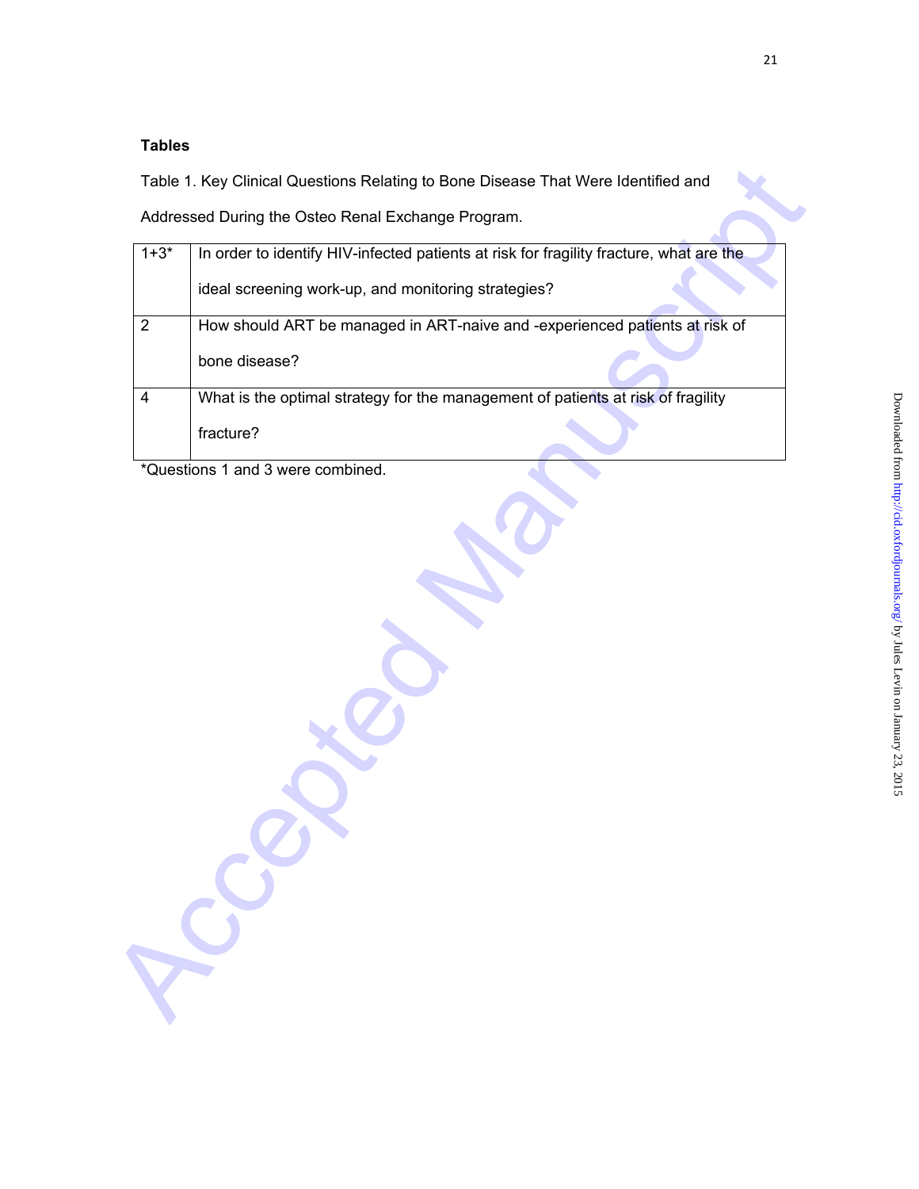**Tables**

Table 1. Key Clinical Questions Relating to Bone Disease That Were Identified and Addressed During the Osteo Renal Exchange Program.

| | |
|---|---|
| 1+3* | In order to identify HIV-infected patients at risk for fragility fracture, what are the ideal screening work-up, and monitoring strategies? |
| 2 | How should ART be managed in ART-naive and -experienced patients at risk of bone disease? |
| 4 | What is the optimal strategy for the management of patients at risk of fragility fracture? |

*Questions 1 and 3 were combined.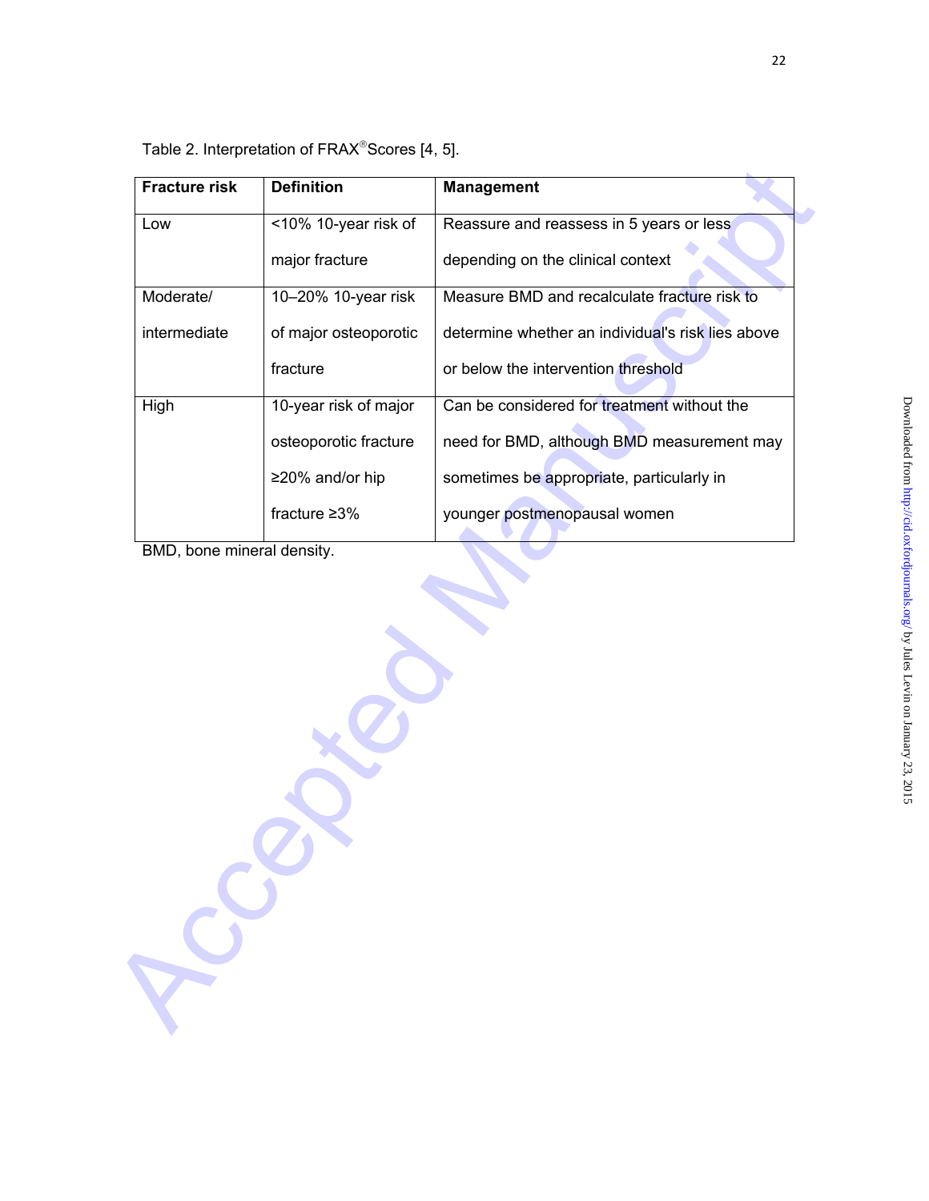Table 2. Interpretation of FRAX® Scores [4, 5].

| Fracture risk | Definition | Management |
|---|---|---|
| Low | <10% 10-year risk of major fracture | Reassure and reassess in 5 years or less depending on the clinical context |
| Moderate/ intermediate | 10–20% 10-year risk of major osteoporotic fracture | Measure BMD and recalculate fracture risk to determine whether an individual's risk lies above or below the intervention threshold |
| High | 10-year risk of major osteoporotic fracture ≥20% and/or hip fracture ≥3% | Can be considered for treatment without the need for BMD, although BMD measurement may sometimes be appropriate, particularly in younger postmenopausal women |

BMD, bone mineral density.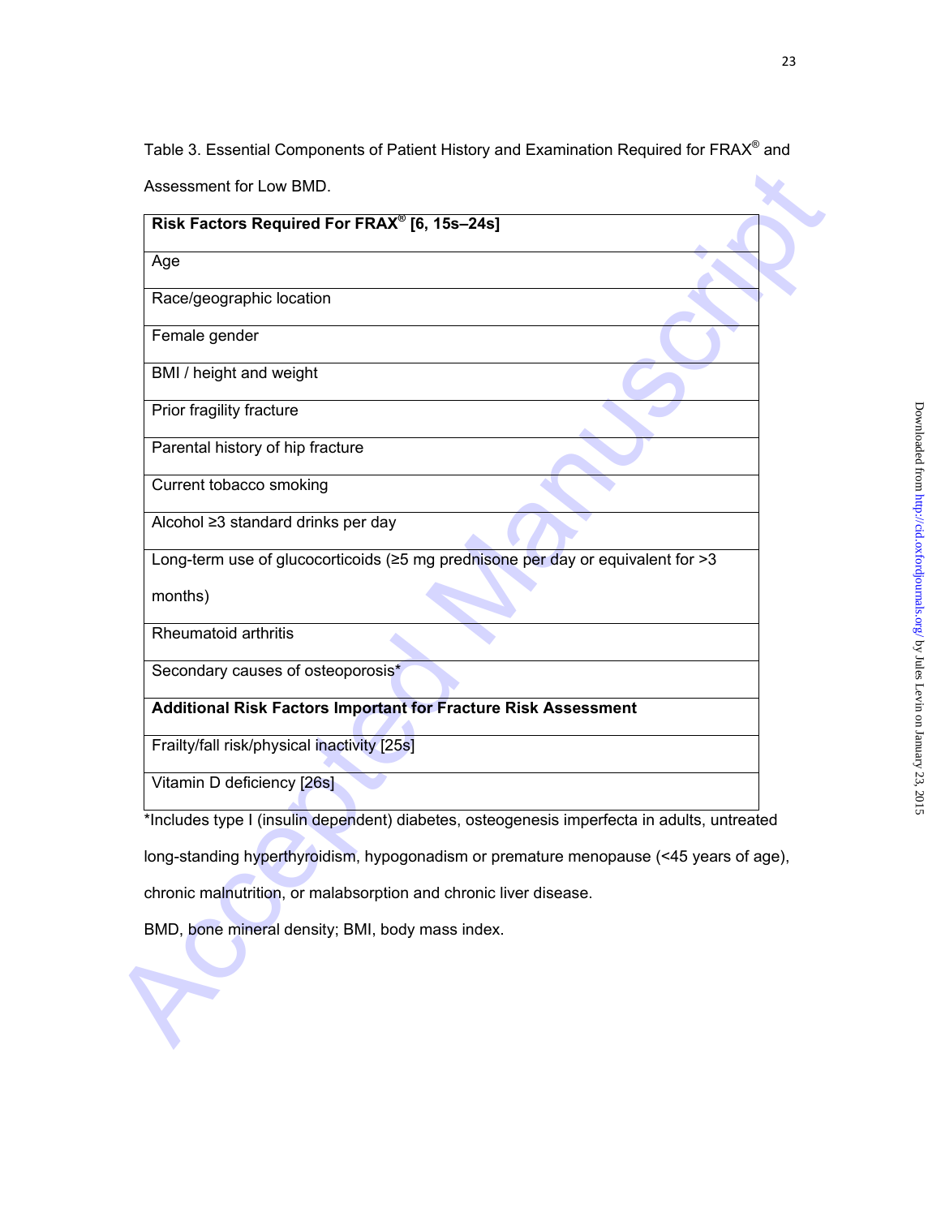Table 3. Essential Components of Patient History and Examination Required for FRAX® and Assessment for Low BMD.

| **Risk Factors Required For FRAX® [6, 15s–24s]** |
| --- |
| Age |
| Race/geographic location |
| Female gender |
| BMI / height and weight |
| Prior fragility fracture |
| Parental history of hip fracture |
| Current tobacco smoking |
| Alcohol ≥3 standard drinks per day |
| Long-term use of glucocorticoids (≥5 mg prednisone per day or equivalent for >3 months) |
| Rheumatoid arthritis |
| Secondary causes of osteoporosis* |
| **Additional Risk Factors Important for Fracture Risk Assessment** |
| Frailty/fall risk/physical inactivity [25s] |
| Vitamin D deficiency [26s] |

*Includes type I (insulin dependent) diabetes, osteogenesis imperfecta in adults, untreated long-standing hyperthyroidism, hypogonadism or premature menopause (<45 years of age), chronic malnutrition, or malabsorption and chronic liver disease.

BMD, bone mineral density; BMI, body mass index.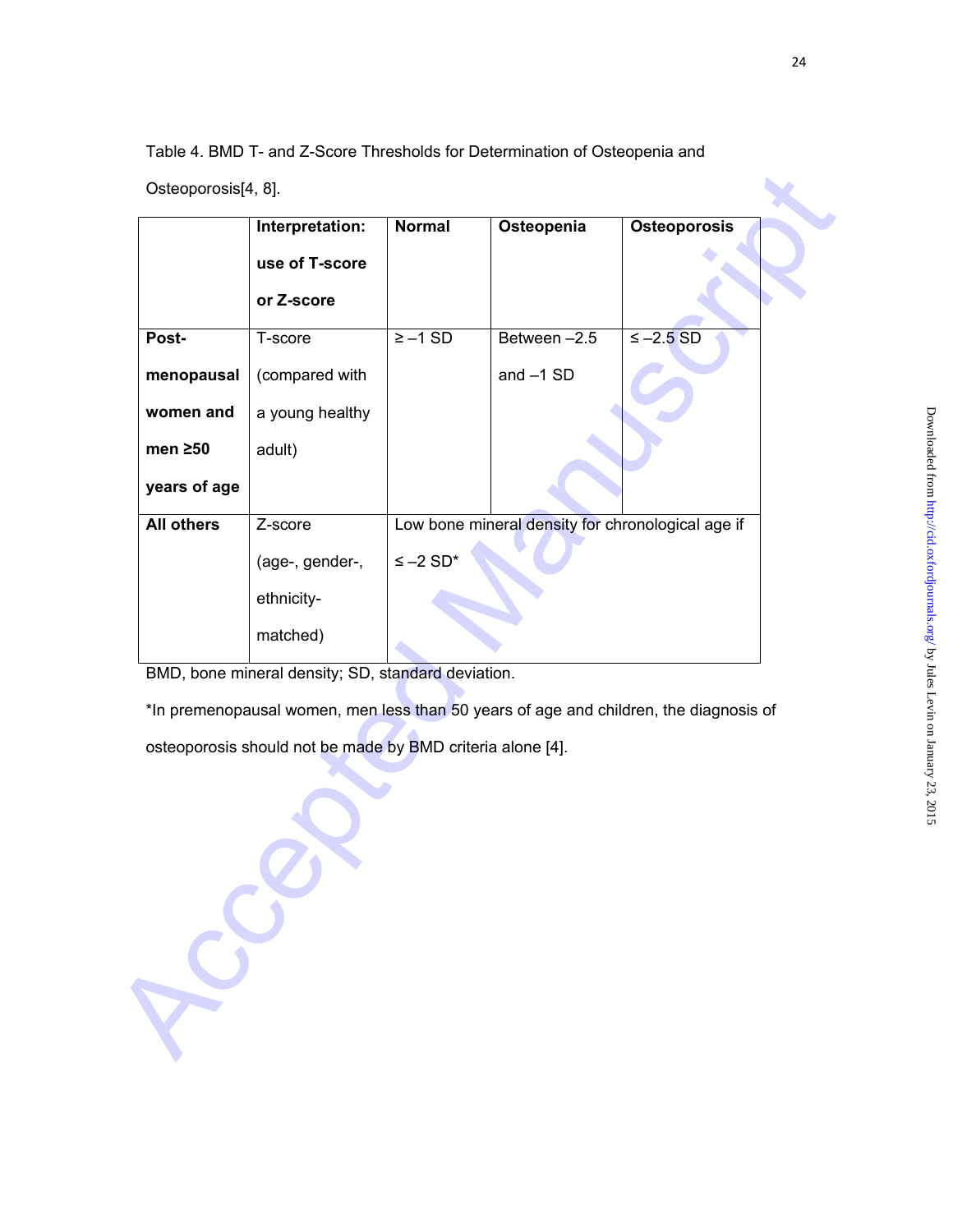Table 4. BMD T- and Z-Score Thresholds for Determination of Osteopenia and Osteoporosis[4, 8].

| | **Interpretation: use of T-score or Z-score** | **Normal** | **Osteopenia** | **Osteoporosis** |
|---|---|---|---|---|
| **Post-menopausal women and men ≥50 years of age** | T-score (compared with a young healthy adult) | ≥ –1 SD | Between –2.5 and –1 SD | ≤ –2.5 SD |
| **All others** | Z-score (age-, gender-, ethnicity-matched) | Low bone mineral density for chronological age if ≤ –2 SD* | | |

BMD, bone mineral density; SD, standard deviation.

*In premenopausal women, men less than 50 years of age and children, the diagnosis of osteoporosis should not be made by BMD criteria alone [4].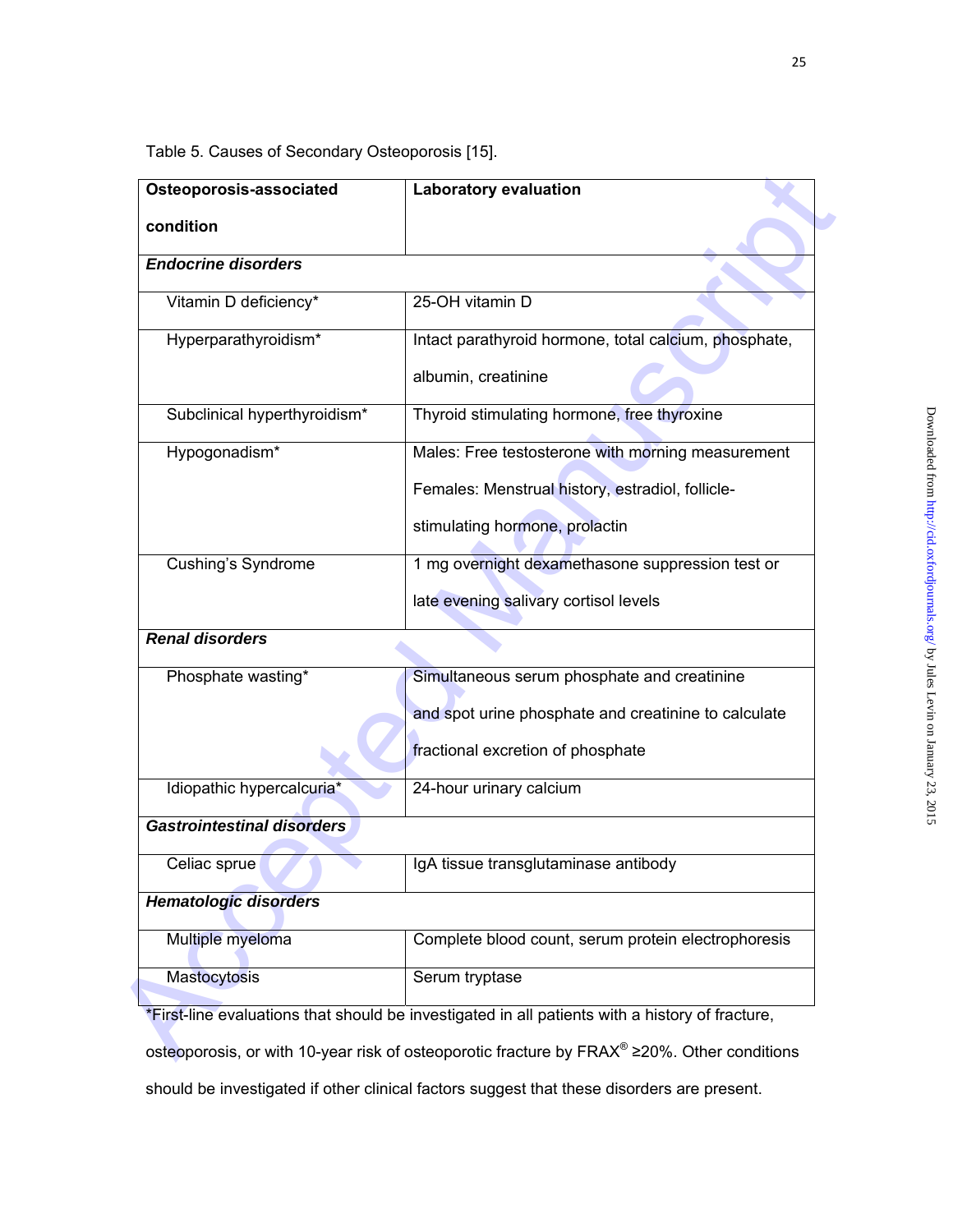Table 5. Causes of Secondary Osteoporosis [15].

| Osteoporosis-associated condition | Laboratory evaluation |
|---|---|
| ***Endocrine disorders*** | |
| Vitamin D deficiency* | 25-OH vitamin D |
| Hyperparathyroidism* | Intact parathyroid hormone, total calcium, phosphate, albumin, creatinine |
| Subclinical hyperthyroidism* | Thyroid stimulating hormone, free thyroxine |
| Hypogonadism* | Males: Free testosterone with morning measurement<br>Females: Menstrual history, estradiol, follicle-stimulating hormone, prolactin |
| Cushing's Syndrome | 1 mg overnight dexamethasone suppression test or late evening salivary cortisol levels |
| ***Renal disorders*** | |
| Phosphate wasting* | Simultaneous serum phosphate and creatinine and spot urine phosphate and creatinine to calculate fractional excretion of phosphate |
| Idiopathic hypercalcuria* | 24-hour urinary calcium |
| ***Gastrointestinal disorders*** | |
| Celiac sprue | IgA tissue transglutaminase antibody |
| ***Hematologic disorders*** | |
| Multiple myeloma | Complete blood count, serum protein electrophoresis |
| Mastocytosis | Serum tryptase |

*First-line evaluations that should be investigated in all patients with a history of fracture, osteoporosis, or with 10-year risk of osteoporotic fracture by FRAX® ≥20%. Other conditions should be investigated if other clinical factors suggest that these disorders are present.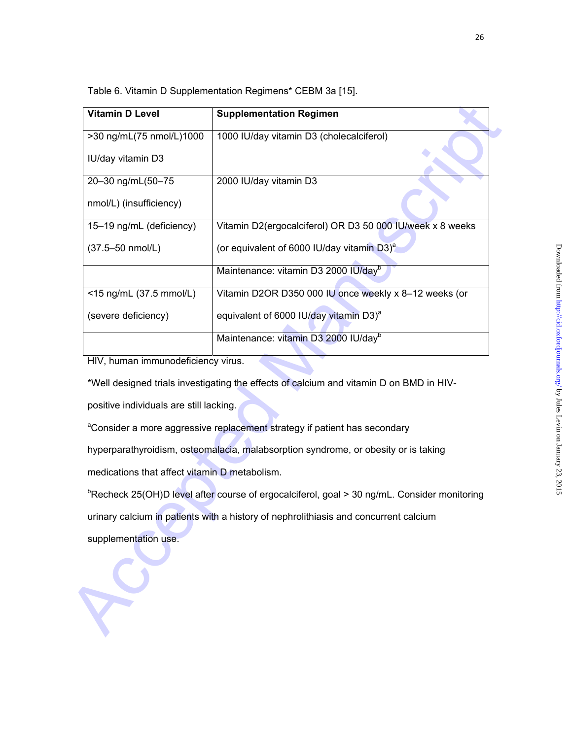Table 6. Vitamin D Supplementation Regimens* CEBM 3a [15].

| Vitamin D Level | Supplementation Regimen |
|---|---|
| >30 ng/mL(75 nmol/L)1000 IU/day vitamin D3 | 1000 IU/day vitamin D3 (cholecalciferol) |
| 20–30 ng/mL(50–75 nmol/L) (insufficiency) | 2000 IU/day vitamin D3 |
| 15–19 ng/mL (deficiency) (37.5–50 nmol/L) | Vitamin D2(ergocalciferol) OR D3 50 000 IU/week x 8 weeks (or equivalent of 6000 IU/day vitamin D3)[a] |
| | Maintenance: vitamin D3 2000 IU/day[b] |
| <15 ng/mL (37.5 mmol/L) (severe deficiency) | Vitamin D2OR D350 000 IU once weekly x 8–12 weeks (or equivalent of 6000 IU/day vitamin D3)[a] |
| | Maintenance: vitamin D3 2000 IU/day[b] |

HIV, human immunodeficiency virus.

*Well designed trials investigating the effects of calcium and vitamin D on BMD in HIV-positive individuals are still lacking.

[a]Consider a more aggressive replacement strategy if patient has secondary hyperparathyroidism, osteomalacia, malabsorption syndrome, or obesity or is taking medications that affect vitamin D metabolism.

[b]Recheck 25(OH)D level after course of ergocalciferol, goal > 30 ng/mL. Consider monitoring urinary calcium in patients with a history of nephrolithiasis and concurrent calcium supplementation use.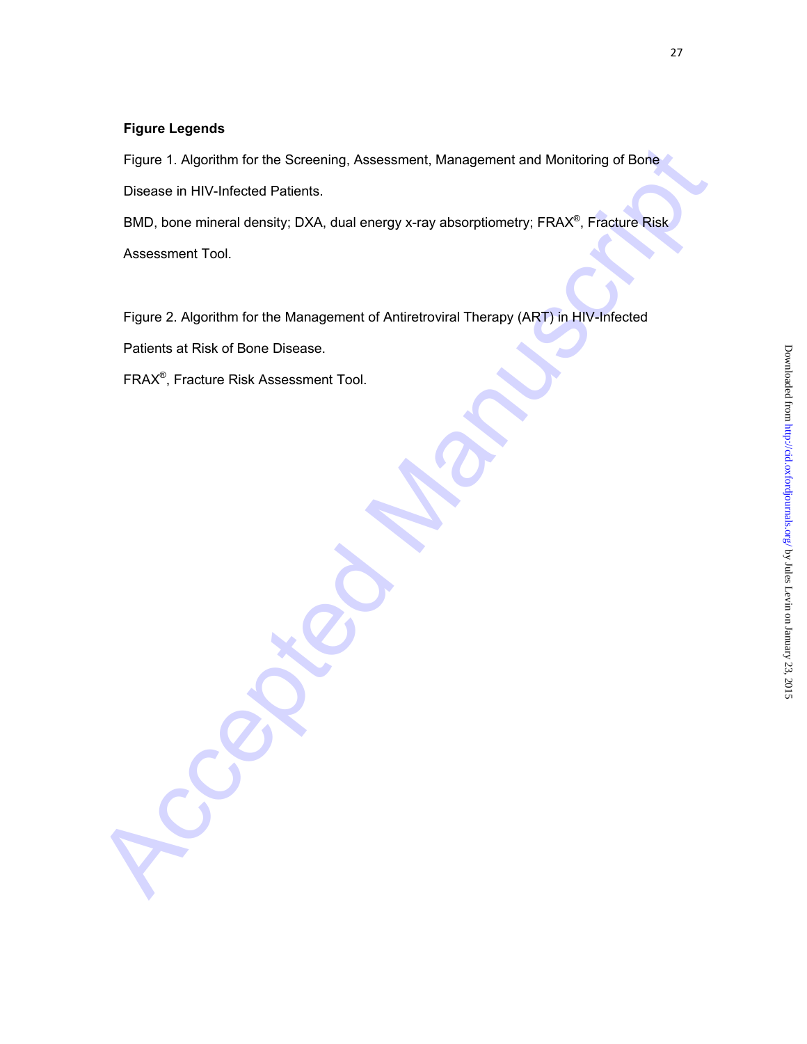**Figure Legends**

Figure 1. Algorithm for the Screening, Assessment, Management and Monitoring of Bone Disease in HIV-Infected Patients.

BMD, bone mineral density; DXA, dual energy x-ray absorptiometry; FRAX®, Fracture Risk Assessment Tool.

Figure 2. Algorithm for the Management of Antiretroviral Therapy (ART) in HIV-Infected Patients at Risk of Bone Disease.

FRAX®, Fracture Risk Assessment Tool.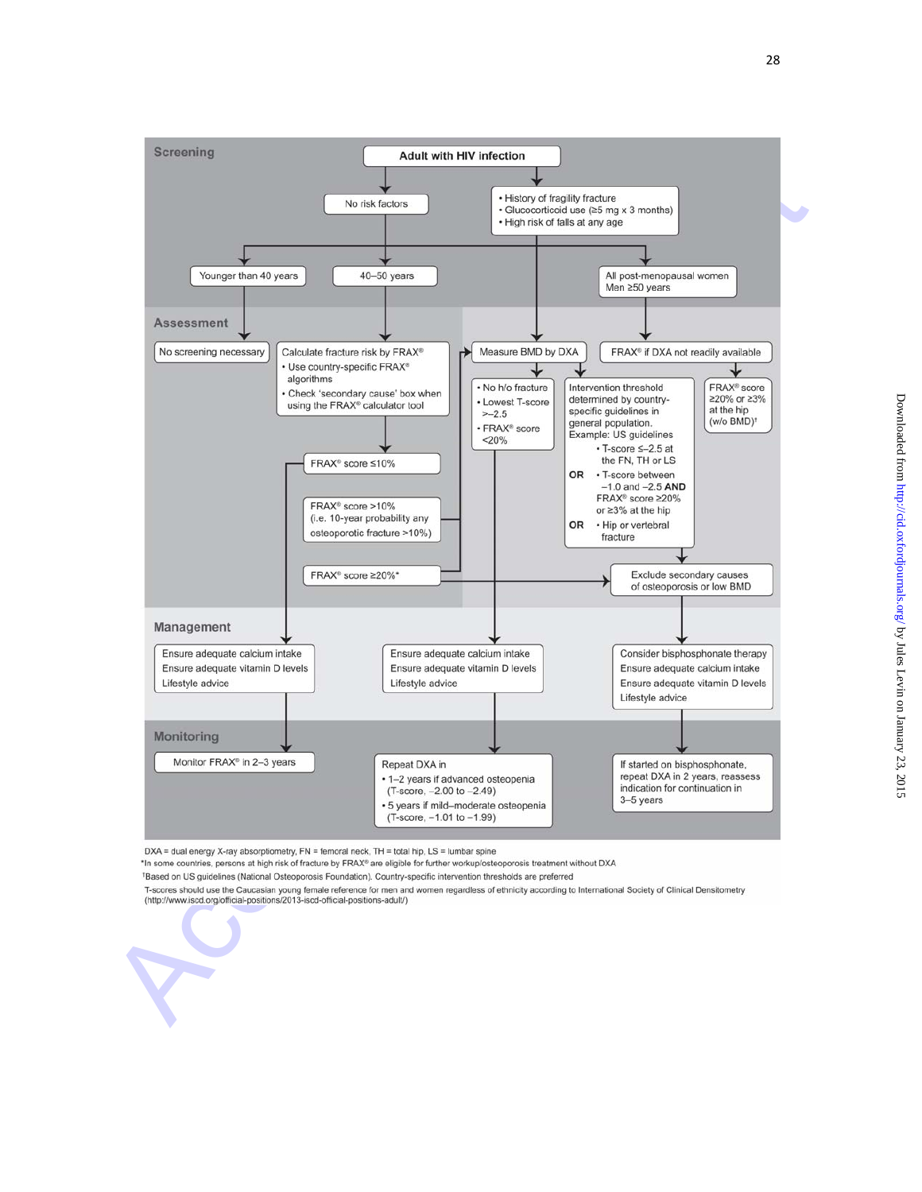## Screening

**Adult with HIV infection**

- No risk factors
- History of fragility fracture
- Glucocorticoid use (≥5 mg x 3 months)
- High risk of falls at any age

Younger than 40 years | 40–50 years | All post-menopausal women; Men ≥50 years

## Assessment

- No screening necessary
- Calculate fracture risk by FRAX®
  - Use country-specific FRAX® algorithms
  - Check 'secondary cause' box when using the FRAX® calculator tool
- Measure BMD by DXA
- FRAX® if DXA not readily available

FRAX® score ≤10%

FRAX® score >10% (i.e. 10-year probability any osteoporotic fracture >10%)

FRAX® score ≥20%*

- No h/o fracture
- Lowest T-score >–2.5
- FRAX® score <20%

Intervention threshold determined by country-specific guidelines in general population. Example: US guidelines

- T-score ≤–2.5 at the FN, TH or LS

**OR**

- T-score between –1.0 and –2.5 **AND** FRAX® score ≥20% or ≥3% at the hip

**OR**

- Hip or vertebral fracture

FRAX® score ≥20% or ≥3% at the hip (w/o BMD)[†]

Exclude secondary causes of osteoporosis or low BMD

## Management

- Ensure adequate calcium intake
- Ensure adequate vitamin D levels
- Lifestyle advice

- Ensure adequate calcium intake
- Ensure adequate vitamin D levels
- Lifestyle advice

- Consider bisphosphonate therapy
- Ensure adequate calcium intake
- Ensure adequate vitamin D levels
- Lifestyle advice

## Monitoring

Monitor FRAX® in 2–3 years

Repeat DXA in
- 1–2 years if advanced osteopenia (T-score, –2.00 to –2.49)
- 5 years if mild–moderate osteopenia (T-score, –1.01 to –1.99)

If started on bisphosphonate, repeat DXA in 2 years, reassess indication for continuation in 3–5 years

DXA = dual energy X-ray absorptiometry, FN = femoral neck, TH = total hip, LS = lumbar spine

*In some countries, persons at high risk of fracture by FRAX® are eligible for further workup/osteoporosis treatment without DXA

[†]Based on US guidelines (National Osteoporosis Foundation). Country-specific intervention thresholds are preferred

T-scores should use the Caucasian young female reference for men and women regardless of ethnicity according to International Society of Clinical Densitometry (http://www.iscd.org/official-positions/2013-iscd-official-positions-adult/)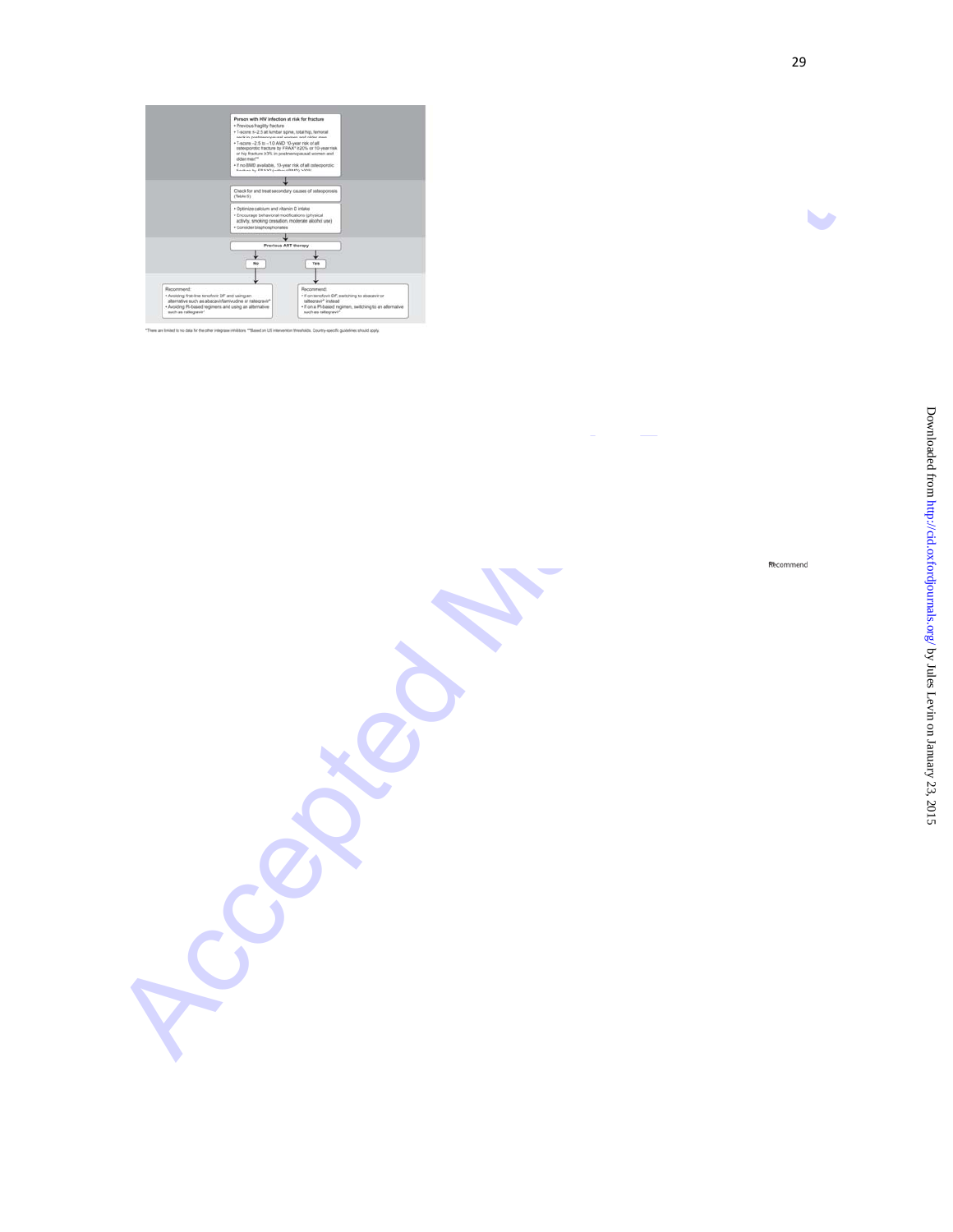Person with HIV infection at risk for fracture

- Previous fragility fracture
- T-score ≤–2.5 at lumbar spine, total hip, femoral neck in postmenopausal women and older men
- T-score –2.5 to –1.0 AND 10-year risk of all osteoporotic fracture by FRAX* ≥20% or 10-year risk of hip fracture ≥3% in postmenopausal women and older men**
- If no BMD available, 10-year risk of all osteoporotic fracture by FRAX (without BMD) ≥20%

Check for and treat secondary causes of osteoporosis (Table 5)

- Optimize calcium and vitamin D intake
- Encourage behavioral modifications (physical activity, smoking cessation, moderate alcohol use)
- Consider bisphosphonates

Previous ART therapy

No

Yes

Recommend:

- Avoiding first-line tenofovir DF and using an alternative such as abacavir/lamivudine or raltegravir*
- Avoiding PI-based regimens and using an alternative such as raltegravir*

Recommend:

- If on tenofovir DF, switching to abacavir or raltegravir* instead
- If on a PI-based regimen, switching to an alternative such as raltegravir*

*There are limited to no data for the other integrase inhibitors. **Based on US intervention thresholds. Country-specific guidelines should apply.